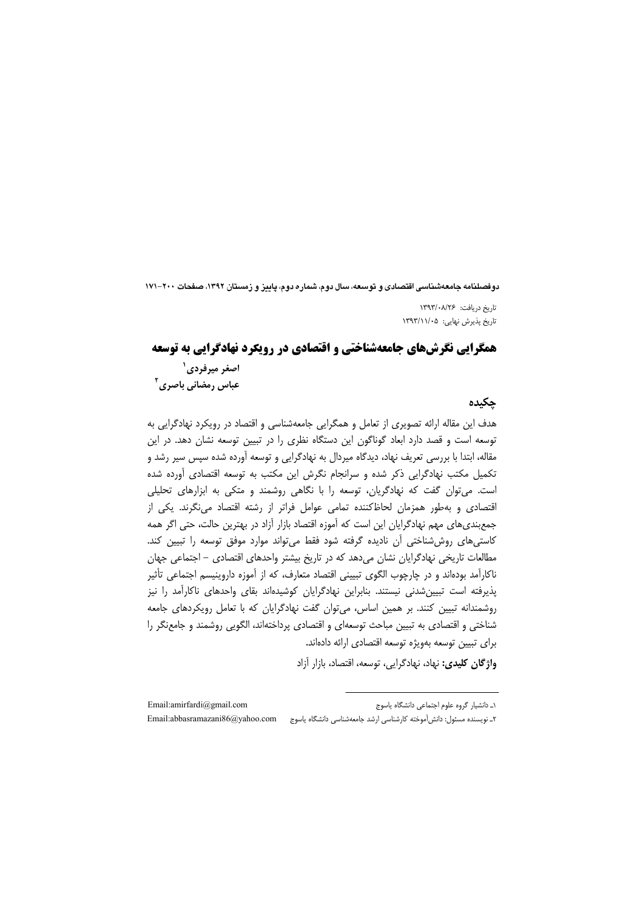تاریخ دریافت: ۱۳۹۳/۰۸/۲۶

تاریخ پذیرش نهایی: ۱۳۹۳/۱۱/۰۵

# همگرایی نگرش‌های جامعه‌شناختی و اقتصادی در رویکرد نهادگرایی به توسعه

**اصغر میرفردی**[1]

**عباس رمضانی باصری**[2]

## چکیده

هدف این مقاله ارائه تصویری از تعامل و همگرایی جامعه‌شناسی و اقتصاد در رویکرد نهادگرایی به توسعه است و قصد دارد ابعاد گوناگون این دستگاه نظری را در تبیین توسعه نشان دهد. در این مقاله، ابتدا با بررسی تعریف نهاد، دیدگاه میردال به نهادگرایی و توسعه آورده شده سپس سیر رشد و تکمیل مکتب نهادگرایی ذکر شده و سرانجام نگرش این مکتب به توسعه اقتصادی آورده شده است. می‌توان گفت که نهادگریان، توسعه را با نگاهی روشمند و متکی به ابزارهای تحلیلی اقتصادی و به‌طور همزمان لحاظ‌کننده تمامی عوامل فراتر از رشته اقتصاد می‌نگرند. یکی از جمع‌بندی‌های مهم نهادگرایان این است که آموزه اقتصاد بازار آزاد در بهترین حالت، حتی اگر همه کاستی‌های روش‌شناختی آن نادیده گرفته شود فقط می‌تواند موارد موفق توسعه را تبیین کند. مطالعات تاریخی نهادگرایان نشان می‌دهد که در تاریخ بیشتر واحدهای اقتصادی – اجتماعی جهان ناکارآمد بوده‌اند و در چارچوب الگوی تبیینی اقتصاد متعارف، که از آموزه داروینیسم اجتماعی تأثیر پذیرفته است تبیین‌شدنی نیستند. بنابراین نهادگرایان کوشیده‌اند بقای واحدهای ناکارآمد را نیز روشمندانه تبیین کنند. بر همین اساس، می‌توان گفت نهادگرایان که با تعامل رویکردهای جامعه شناختی و اقتصادی به تبیین مباحث توسعه‌ای و اقتصادی پرداخته‌اند، الگویی روشمند و جامع‌نگر را برای تبیین توسعه به‌ویژه توسعه اقتصادی ارائه داده‌اند.

**واژگان کلیدی:** نهاد، نهادگرایی، توسعه، اقتصاد، بازار آزاد

---

[1] ـ دانشیار گروه علوم اجتماعی دانشگاه یاسوج Email:amirfardi@gmail.com

[2] ـ نویسنده مسئول: دانش‌آموخته کارشناسی ارشد جامعه‌شناسی دانشگاه یاسوج Email:abbasramazani86@yahoo.com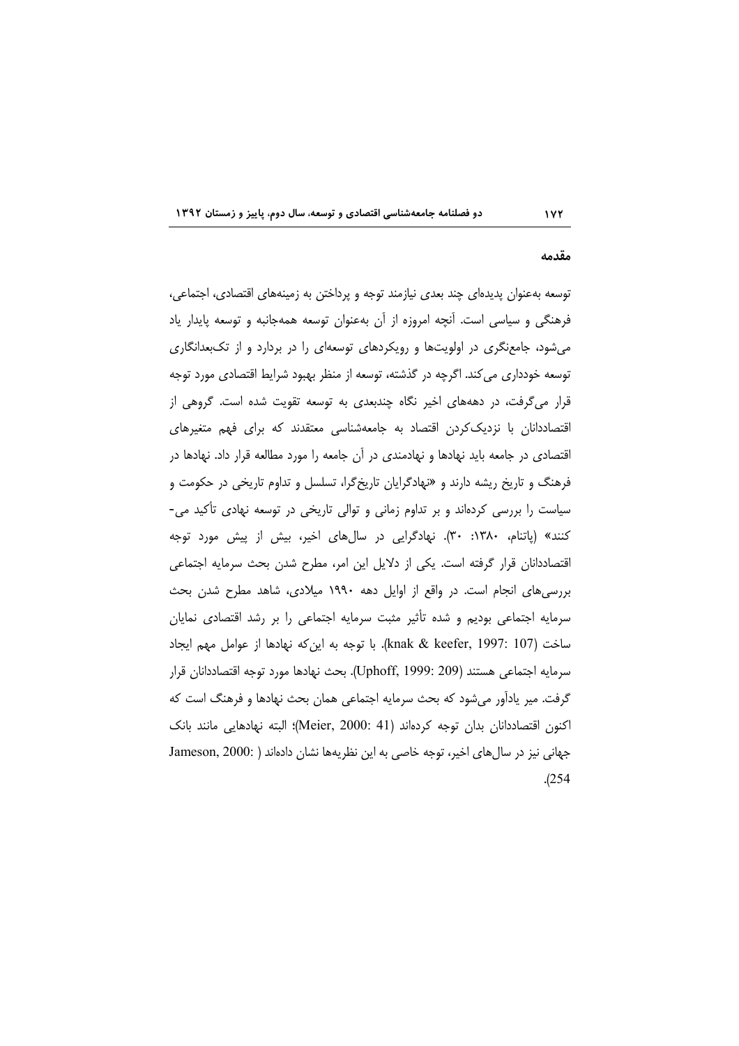## مقدمه

توسعه به‌عنوان پدیده‌ای چند بعدی نیازمند توجه و پرداختن به زمینه‌های اقتصادی، اجتماعی، فرهنگی و سیاسی است. آنچه امروزه از آن به‌عنوان توسعه همه‌جانبه و توسعه پایدار یاد می‌شود، جامع‌نگری در اولویت‌ها و رویکردهای توسعه‌ای را در بردارد و از تک‌بعدانگاری توسعه خودداری می‌کند. اگرچه در گذشته، توسعه از منظر بهبود شرایط اقتصادی مورد توجه قرار می‌گرفت، در دهه‌های اخیر نگاه چندبعدی به توسعه تقویت شده است. گروهی از اقتصاددانان با نزدیک‌کردن اقتصاد به جامعه‌شناسی معتقدند که برای فهم متغیرهای اقتصادی در جامعه باید نهادها و نهادمندی در آن جامعه را مورد مطالعه قرار داد. نهادها در فرهنگ و تاریخ ریشه دارند و «نهادگرایان تاریخ‌گرا، تسلسل و تداوم تاریخی در حکومت و سیاست را بررسی کرده‌اند و بر تداوم زمانی و توالی تاریخی در توسعه نهادی تأکید می‌کنند» (پاتنام، ۱۳۸۰: ۳۰). نهادگرایی در سال‌های اخیر، بیش از پیش مورد توجه اقتصاددانان قرار گرفته است. یکی از دلایل این امر، مطرح شدن بحث سرمایه اجتماعی بررسی‌های انجام است. در واقع از اوایل دهه ۱۹۹۰ میلادی، شاهد مطرح شدن بحث سرمایه اجتماعی بودیم و شده تأثیر مثبت سرمایه اجتماعی را بر رشد اقتصادی نمایان ساخت (knak & keefer, 1997: 107). با توجه به این‌که نهادها از عوامل مهم ایجاد سرمایه اجتماعی هستند (Uphoff, 1999: 209). بحث نهادها مورد توجه اقتصاددانان قرار گرفت. میر یادآور می‌شود که بحث سرمایه اجتماعی همان بحث نهادها و فرهنگ است که اکنون اقتصاددانان بدان توجه کرده‌اند (Meier, 2000: 41)؛ البته نهادهایی مانند بانک جهانی نیز در سال‌های اخیر، توجه خاصی به این نظریه‌ها نشان داده‌اند (Jameson, 2000: 254).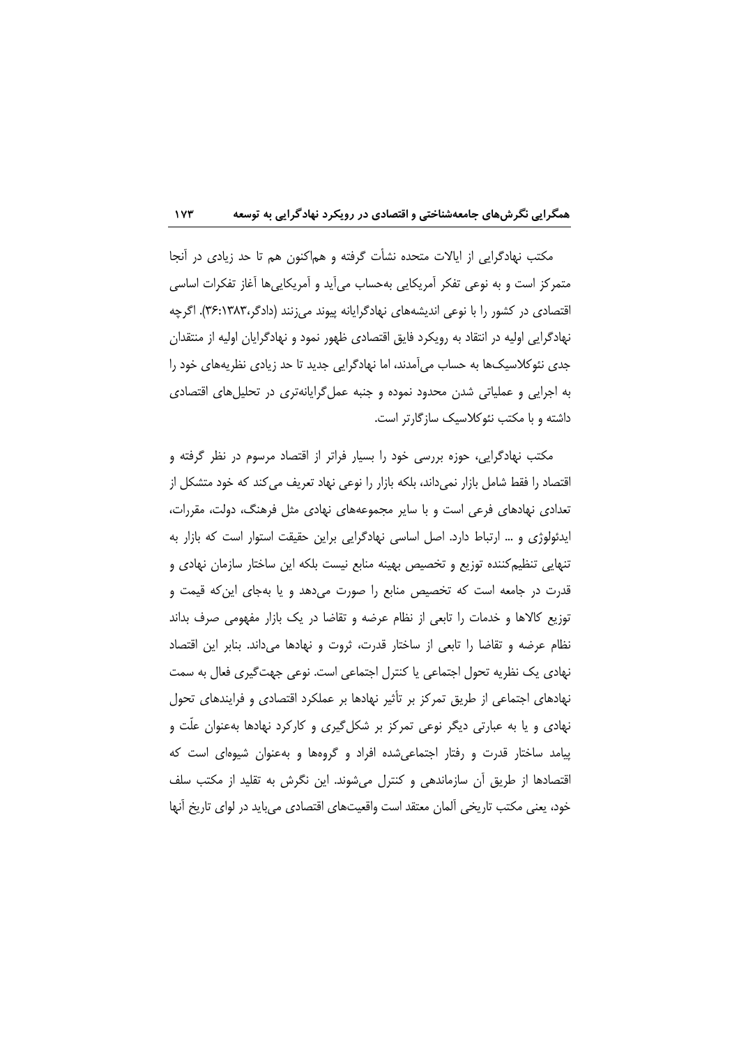مکتب نهادگرایی از ایالات متحده نشأت گرفته و هم‌اکنون هم تا حد زیادی در آنجا متمرکز است و به نوعی تفکر آمریکایی به‌حساب می‌آید و آمریکایی‌ها آغاز تفکرات اساسی اقتصادی در کشور را با نوعی اندیشه‌های نهادگرایانه پیوند می‌زنند (دادگر،۱۳۸۳:۳۶). اگرچه نهادگرایی اولیه در انتقاد به رویکرد فایق اقتصادی ظهور نمود و نهادگرایان اولیه از منتقدان جدی نئوکلاسیک‌ها به حساب می‌آمدند، اما نهادگرایی جدید تا حد زیادی نظریه‌های خود را به اجرایی و عملیاتی شدن محدود نموده و جنبه عمل‌گرایانه‌تری در تحلیل‌های اقتصادی داشته و با مکتب نئوکلاسیک سازگارتر است.

مکتب نهادگرایی، حوزه بررسی خود را بسیار فراتر از اقتصاد مرسوم در نظر گرفته و اقتصاد را فقط شامل بازار نمی‌داند، بلکه بازار را نوعی نهاد تعریف می‌کند که خود متشکل از تعدادی نهادهای فرعی است و با سایر مجموعه‌های نهادی مثل فرهنگ، دولت، مقررات، ایدئولوژی و ... ارتباط دارد. اصل اساسی نهادگرایی براین حقیقت استوار است که بازار به تنهایی تنظیم‌کننده توزیع و تخصیص بهینه منابع نیست بلکه این ساختار سازمان نهادی و قدرت در جامعه است که تخصیص منابع را صورت می‌دهد و یا به‌جای این‌که قیمت و توزیع کالاها و خدمات را تابعی از نظام عرضه و تقاضا در یک بازار مفهومی صرف بداند نظام عرضه و تقاضا را تابعی از ساختار قدرت، ثروت و نهادها می‌داند. بنابر این اقتصاد نهادی یک نظریه تحول اجتماعی یا کنترل اجتماعی است. نوعی جهت‌گیری فعال به سمت نهادهای اجتماعی از طریق تمرکز بر تأثیر نهادها بر عملکرد اقتصادی و فرایندهای تحول نهادی و یا به عبارتی دیگر نوعی تمرکز بر شکل‌گیری و کارکرد نهادها به‌عنوان علّت و پیامد ساختار قدرت و رفتار اجتماعی‌شده افراد و گروه‌ها و به‌عنوان شیوه‌ای است که اقتصادها از طریق آن سازماندهی و کنترل می‌شوند. این نگرش به تقلید از مکتب سلف خود، یعنی مکتب تاریخی آلمان معتقد است واقعیت‌های اقتصادی می‌باید در لوای تاریخ آنها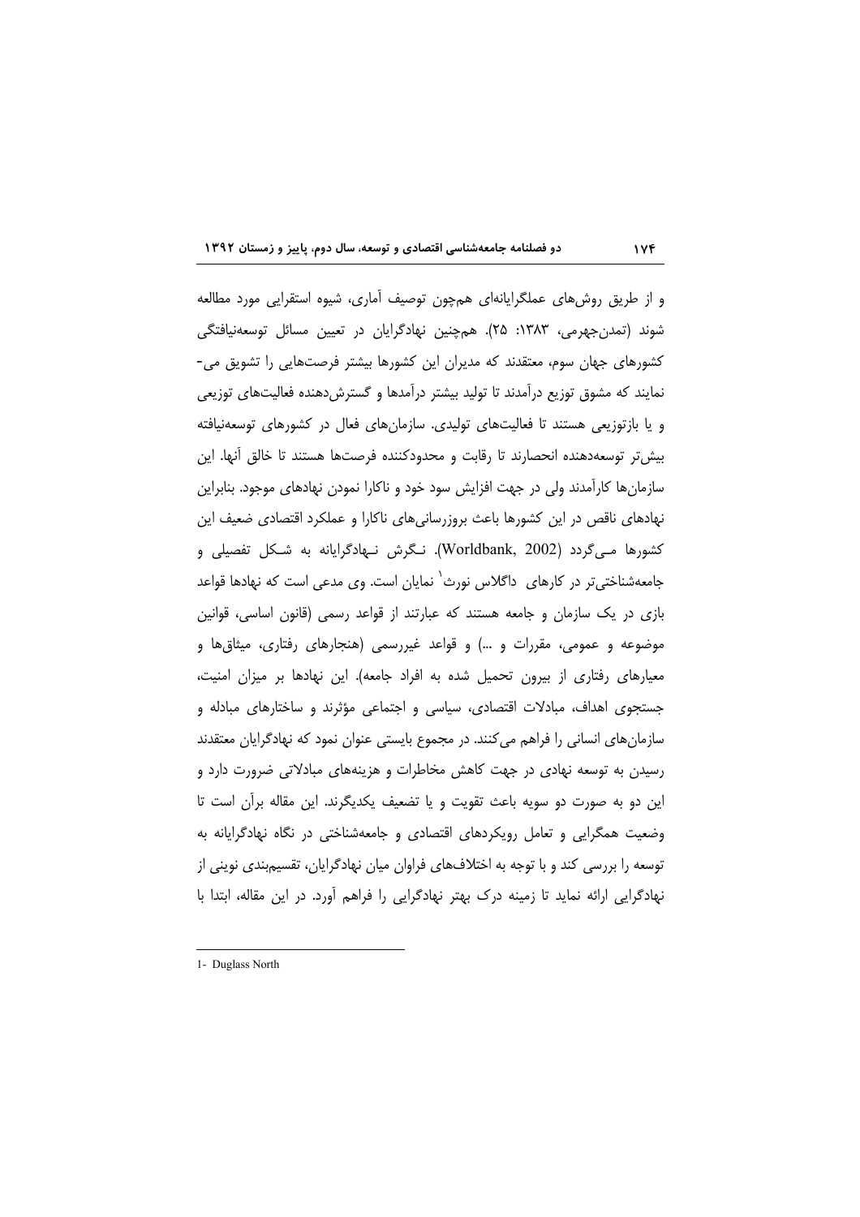و از طریق روش‌های عملگرایانه‌ای همچون توصیف آماری، شیوه استقرایی مورد مطالعه شوند (تمدن‌جهرمی، ۱۳۸۳: ۲۵). همچنین نهادگرایان در تعیین مسائل توسعه‌نیافتگی کشورهای جهان سوم، معتقدند که مدیران این کشورها بیشتر فرصت‌هایی را تشویق می‌نمایند که مشوق توزیع درآمدند تا تولید بیشتر درآمدها و گسترش‌دهنده فعالیت‌های توزیعی و یا بازتوزیعی هستند تا فعالیت‌های تولیدی. سازمان‌های فعال در کشورهای توسعه‌نیافته بیش‌تر توسعه‌دهنده انحصارند تا رقابت و محدودکننده فرصت‌ها هستند تا خالق آنها. این سازمان‌ها کارآمدند ولی در جهت افزایش سود خود و ناکارا نمودن نهادهای موجود. بنابراین نهادهای ناقص در این کشورها باعث بروزرسانی‌های ناکارا و عملکرد اقتصادی ضعیف این کشورها می‌گردد (Worldbank, 2002). نگرش نهادگرایانه به شکل تفصیلی و جامعه‌شناختی‌تر در کارهای داگلاس نورث[1] نمایان است. وی مدعی است که نهادها قواعد بازی در یک سازمان و جامعه هستند که عبارتند از قواعد رسمی (قانون اساسی، قوانین موضوعه و عمومی، مقررات و ...) و قواعد غیررسمی (هنجارهای رفتاری، میثاق‌ها و معیارهای رفتاری از بیرون تحمیل شده به افراد جامعه). این نهادها بر میزان امنیت، جستجوی اهداف، مبادلات اقتصادی، سیاسی و اجتماعی مؤثرند و ساختارهای مبادله و سازمان‌های انسانی را فراهم می‌کنند. در مجموع بایستی عنوان نمود که نهادگرایان معتقدند رسیدن به توسعه نهادی در جهت کاهش مخاطرات و هزینه‌های مبادلاتی ضرورت دارد و این دو به صورت دو سویه باعث تقویت و یا تضعیف یکدیگرند. این مقاله برآن است تا وضعیت همگرایی و تعامل رویکردهای اقتصادی و جامعه‌شناختی در نگاه نهادگرایانه به توسعه را بررسی کند و با توجه به اختلاف‌های فراوان میان نهادگرایان، تقسیم‌بندی نوینی از نهادگرایی ارائه نماید تا زمینه درک بهتر نهادگرایی را فراهم آورد. در این مقاله، ابتدا با

---

1- Duglass North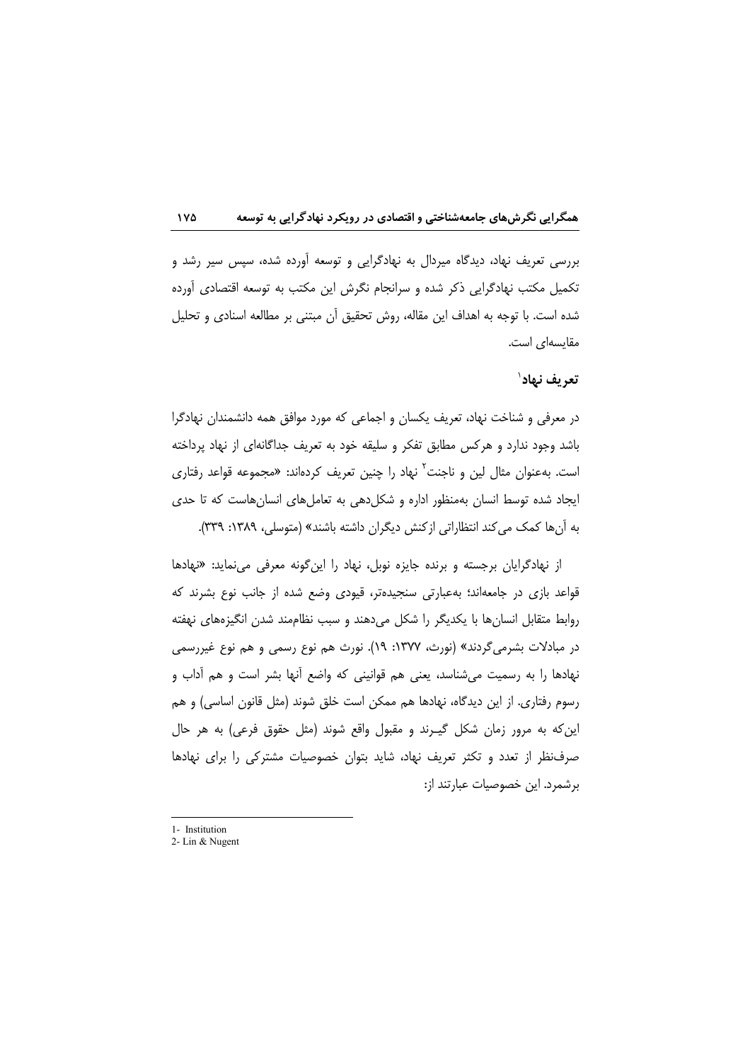بررسی تعریف نهاد، دیدگاه میردال به نهادگرایی و توسعه آورده شده، سپس سیر رشد و تکمیل مکتب نهادگرایی ذکر شده و سرانجام نگرش این مکتب به توسعه اقتصادی آورده شده است. با توجه به اهداف این مقاله، روش تحقیق آن مبتنی بر مطالعه اسنادی و تحلیل مقایسه‌ای است.

## تعریف نهاد[1]

در معرفی و شناخت نهاد، تعریف یکسان و اجماعی که مورد موافق همه دانشمندان نهادگرا باشد وجود ندارد و هرکس مطابق تفکر و سلیقه خود به تعریف جداگانه‌ای از نهاد پرداخته است. به‌عنوان مثال لین و ناجنت[2] نهاد را چنین تعریف کرده‌اند: «مجموعه قواعد رفتاری ایجاد شده توسط انسان به‌منظور اداره و شکل‌دهی به تعامل‌های انسان‌هاست که تا حدی به آن‌ها کمک می‌کند انتظاراتی ازکنش دیگران داشته باشند» (متوسلی، ۱۳۸۹: ۳۳۹).

از نهادگرایان برجسته و برنده جایزه نوبل، نهاد را این‌گونه معرفی می‌نماید: «نهادها قواعد بازی در جامعه‌اند؛ به‌عبارتی سنجیده‌تر، قیودی وضع شده از جانب نوع بشرند که روابط متقابل انسان‌ها با یکدیگر را شکل می‌دهند و سبب نظام‌مند شدن انگیزه‌های نهفته در مبادلات بشرمی‌گردند» (نورث، ۱۳۷۷: ۱۹). نورث هم نوع رسمی و هم نوع غیررسمی نهادها را به رسمیت می‌شناسد، یعنی هم قوانینی که واضع آنها بشر است و هم آداب و رسوم رفتاری. از این دیدگاه، نهادها هم ممکن است خلق شوند (مثل قانون اساسی) و هم این‌که به مرور زمان شکل گیرند و مقبول واقع شوند (مثل حقوق فرعی) به هر حال صرف‌نظر از تعدد و تکثر تعریف نهاد، شاید بتوان خصوصیات مشترکی را برای نهادها برشمرد. این خصوصیات عبارتند از:

---

1- Institution
2- Lin & Nugent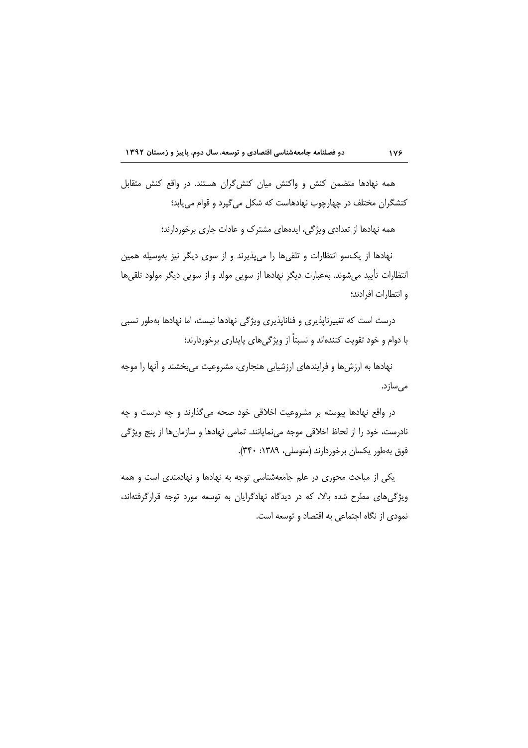همه نهادها متضمن کنش و واکنش میان کنش‌گران هستند. در واقع کنش متقابل کنشگران مختلف در چهارچوب نهادهاست که شکل می‌گیرد و قوام می‌یابد؛

همه نهادها از تعدادی ویژگی، ایده‌های مشترک و عادات جاری برخوردارند؛

نهادها از یک‌سو انتظارات و تلقی‌ها را می‌پذیرند و از سوی دیگر نیز به‌وسیله همین انتظارات تأیید می‌شوند. به‌عبارت دیگر نهادها از سویی مولد و از سویی دیگر مولود تلقی‌ها و انتظارات افرادند؛

درست است که تغییرناپذیری و فناناپذیری ویژگی نهادها نیست، اما نهادها به‌طور نسبی با دوام و خود تقویت کننده‌اند و نسبتاً از ویژگی‌های پایداری برخوردارند؛

نهادها به ارزش‌ها و فرایندهای ارزشیابی هنجاری، مشروعیت می‌بخشند و آنها را موجه می‌سازد.

در واقع نهادها پیوسته بر مشروعیت اخلاقی خود صحه می‌گذارند و چه درست و چه نادرست، خود را از لحاظ اخلاقی موجه می‌نمایانند. تمامی نهادها و سازمان‌ها از پنج ویژگی فوق به‌طور یکسان برخوردارند (متوسلی، ۱۳۸۹: ۳۴۰).

یکی از مباحث محوری در علم جامعه‌شناسی توجه به نهادها و نهادمندی است و همه ویژگی‌های مطرح شده بالا، که در دیدگاه نهادگرایان به توسعه مورد توجه قرارگرفته‌اند، نمودی از نگاه اجتماعی به اقتصاد و توسعه است.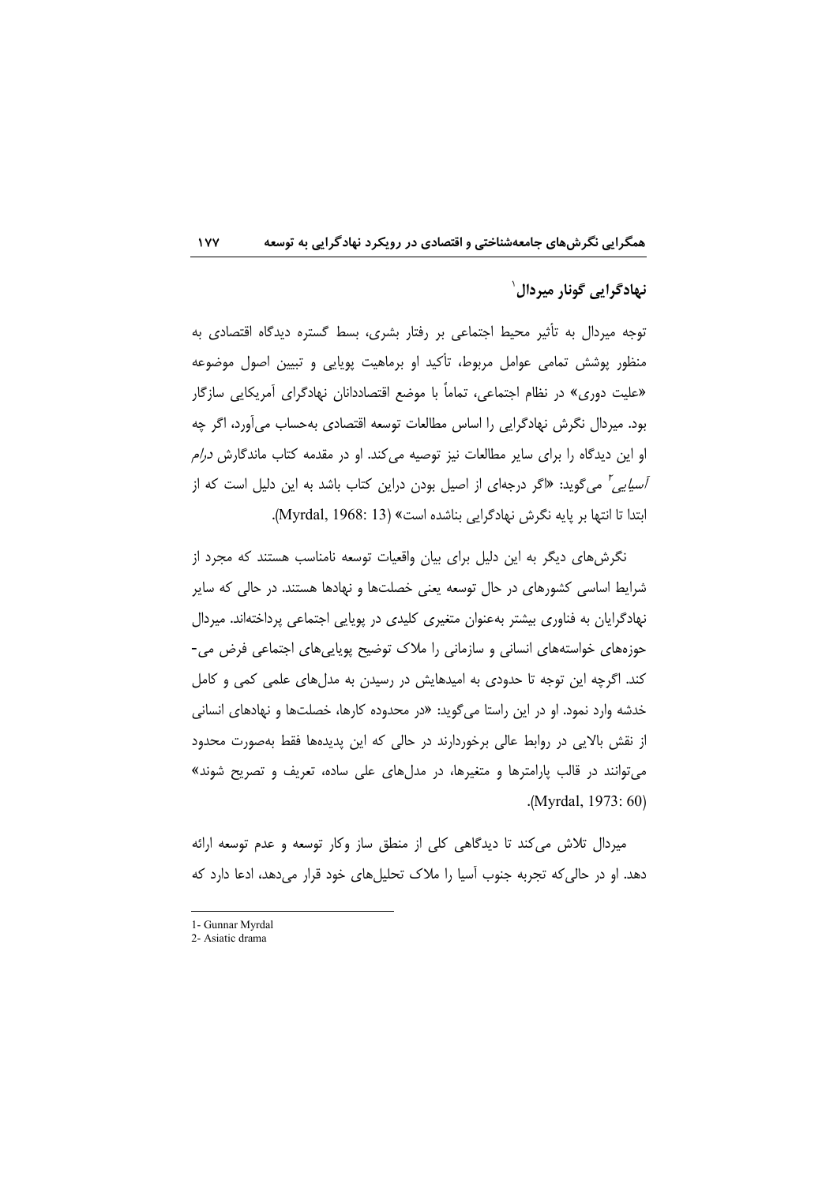## نهادگرایی گونار میردال[1]

توجه میردال به تأثیر محیط اجتماعی بر رفتار بشری، بسط گستره دیدگاه اقتصادی به منظور پوشش تمامی عوامل مربوط، تأکید او برماهیت پویایی و تبیین اصول موضوعه «علیت دوری» در نظام اجتماعی، تماماً با موضع اقتصاددانان نهادگرای آمریکایی سازگار بود. میردال نگرش نهادگرایی را اساس مطالعات توسعه اقتصادی به‌حساب می‌آورد، اگر چه او این دیدگاه را برای سایر مطالعات نیز توصیه می‌کند. او در مقدمه کتاب ماندگارش *درام آسیایی*[2] می‌گوید: «اگر درجه‌ای از اصیل بودن دراین کتاب باشد به این دلیل است که از ابتدا تا انتها بر پایه نگرش نهادگرایی بناشده است» (Myrdal, 1968: 13).

نگرش‌های دیگر به این دلیل برای بیان واقعیات توسعه نامناسب هستند که مجرد از شرایط اساسی کشورهای در حال توسعه یعنی خصلت‌ها و نهادها هستند. در حالی که سایر نهادگرایان به فناوری بیشتر به‌عنوان متغیری کلیدی در پویایی اجتماعی پرداخته‌اند. میردال حوزه‌های خواسته‌های انسانی و سازمانی را ملاک توضیح پویایی‌های اجتماعی فرض می‌کند. اگرچه این توجه تا حدودی به امیدهایش در رسیدن به مدل‌های علمی کمی و کامل خدشه وارد نمود. او در این راستا می‌گوید: «در محدوده کارها، خصلت‌ها و نهادهای انسانی از نقش بالایی در روابط عالی برخوردارند در حالی که این پدیده‌ها فقط به‌صورت محدود می‌توانند در قالب پارامترها و متغیرها، در مدل‌های علی ساده، تعریف و تصریح شوند» (Myrdal, 1973: 60).

میردال تلاش می‌کند تا دیدگاهی کلی از منطق ساز وکار توسعه و عدم توسعه ارائه دهد. او در حالی‌که تجربه جنوب آسیا را ملاک تحلیل‌های خود قرار می‌دهد، ادعا دارد که

---

1- Gunnar Myrdal

2- Asiatic drama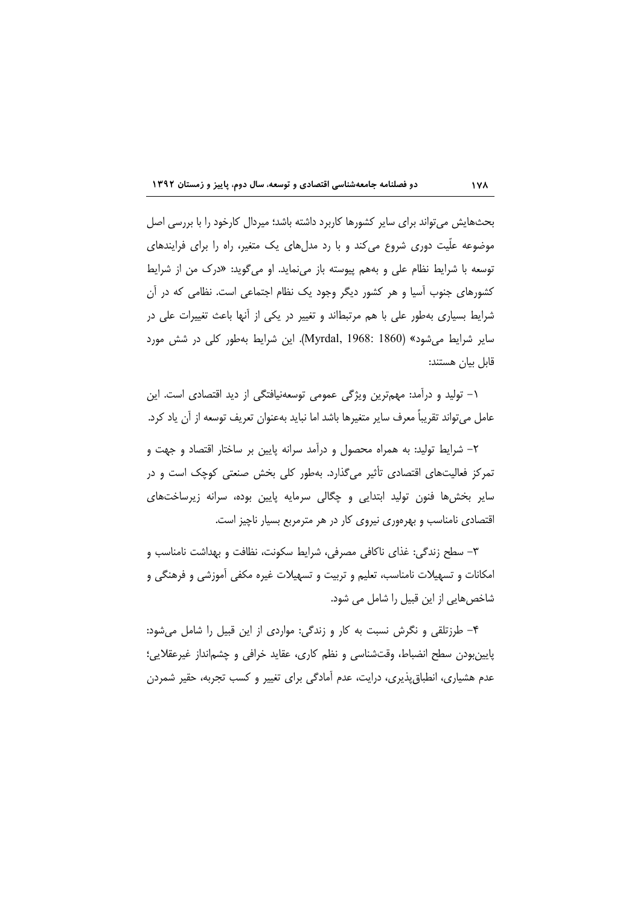بحث‌هایش می‌تواند برای سایر کشورها کاربرد داشته باشد؛ میردال کارخود را با بررسی اصل موضوعه علّیت دوری شروع می‌کند و با رد مدل‌های یک متغیر، راه را برای فرایندهای توسعه با شرایط نظام علی و به‌هم پیوسته باز می‌نماید. او می‌گوید: «درک من از شرایط کشورهای جنوب آسیا و هر کشور دیگر وجود یک نظام اجتماعی است. نظامی که در آن شرایط بسیاری به‌طور علی با هم مرتبط‌اند و تغییر در یکی از آنها باعث تغییرات علی در سایر شرایط می‌شود» (Myrdal, 1968: 1860). این شرایط به‌طور کلی در شش مورد قابل بیان هستند:

۱– تولید و درآمد: مهم‌ترین ویژگی عمومی توسعه‌نیافتگی از دید اقتصادی است. این عامل می‌تواند تقریباً معرف سایر متغیرها باشد اما نباید به‌عنوان تعریف توسعه از آن یاد کرد.

۲– شرایط تولید: به همراه محصول و درآمد سرانه پایین بر ساختار اقتصاد و جهت و تمرکز فعالیت‌های اقتصادی تأثیر می‌گذارد. به‌طور کلی بخش صنعتی کوچک است و در سایر بخش‌ها فنون تولید ابتدایی و چگالی سرمایه پایین بوده، سرانه زیرساخت‌های اقتصادی نامناسب و بهره‌وری نیروی کار در هر مترمربع بسیار ناچیز است.

۳– سطح زندگی: غذای ناکافی مصرفی، شرایط سکونت، نظافت و بهداشت نامناسب و امکانات و تسهیلات نامناسب، تعلیم و تربیت و تسهیلات غیره مکفی آموزشی و فرهنگی و شاخص‌هایی از این قبیل را شامل می شود.

۴– طرزتلقی و نگرش نسبت به کار و زندگی: مواردی از این قبیل را شامل می‌شود: پایین‌بودن سطح انضباط، وقت‌شناسی و نظم کاری، عقاید خرافی و چشم‌انداز غیرعقلایی؛ عدم هشیاری، انطباق‌پذیری، درایت، عدم آمادگی برای تغییر و کسب تجربه، حقیر شمردن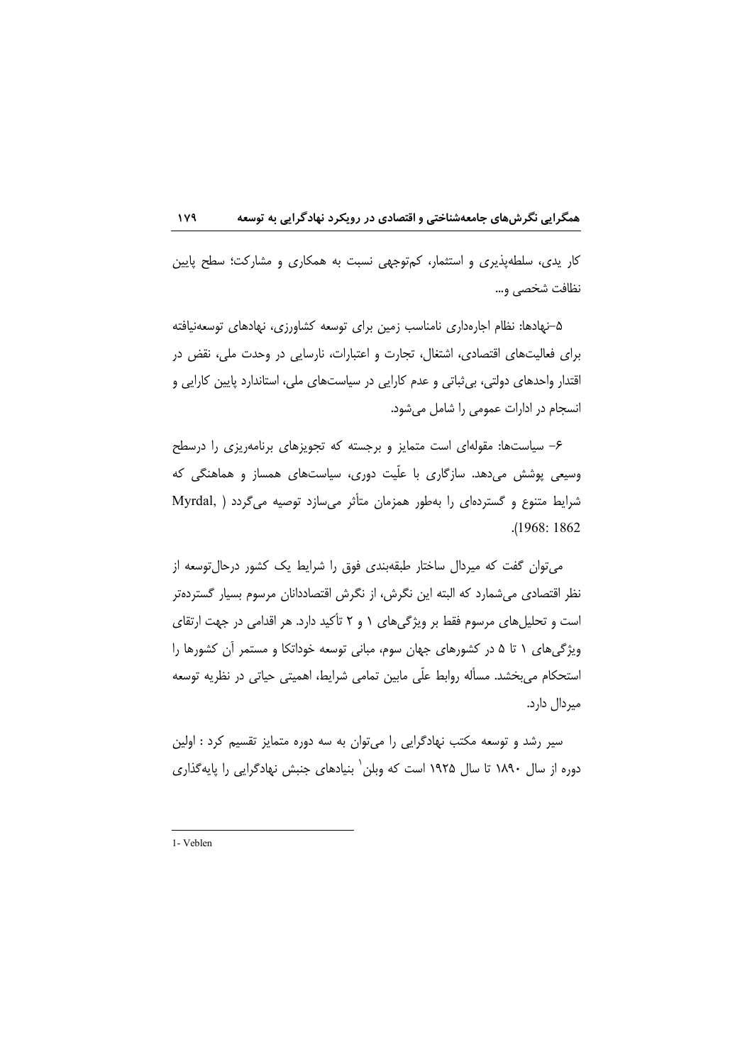کار یدی، سلطه‌پذیری و استثمار، کم‌توجهی نسبت به همکاری و مشارکت؛ سطح پایین نظافت شخصی و...

۵–نهادها: نظام اجاره‌داری نامناسب زمین برای توسعه کشاورزی، نهادهای توسعه‌نیافته برای فعالیت‌های اقتصادی، اشتغال، تجارت و اعتبارات، نارسایی در وحدت ملی، نقض در اقتدار واحدهای دولتی، بی‌ثباتی و عدم کارایی در سیاست‌های ملی، استاندارد پایین کارایی و انسجام در ادارات عمومی را شامل می‌شود.

۶– سیاست‌ها: مقوله‌ای است متمایز و برجسته که تجویزهای برنامه‌ریزی را درسطح وسیعی پوشش می‌دهد. سازگاری با علّیت دوری، سیاست‌های همساز و هماهنگی که شرایط متنوع و گسترده‌ای را به‌طور همزمان متأثر می‌سازد توصیه می‌گردد (Myrdal, 1968: 1862).

می‌توان گفت که میردال ساختار طبقه‌بندی فوق را شرایط یک کشور درحال‌توسعه از نظر اقتصادی می‌شمارد که البته این نگرش، از نگرش اقتصاددانان مرسوم بسیار گسترده‌تر است و تحلیل‌های مرسوم فقط بر ویژگی‌های ۱ و ۲ تأکید دارد. هر اقدامی در جهت ارتقای ویژگی‌های ۱ تا ۵ در کشورهای جهان سوم، مبانی توسعه خوداتکا و مستمر آن کشورها را استحکام می‌بخشد. مسأله روابط علّی مابین تمامی شرایط، اهمیتی حیاتی در نظریه توسعه میردال دارد.

سیر رشد و توسعه مکتب نهادگرایی را می‌توان به سه دوره متمایز تقسیم کرد : اولین دوره از سال ۱۸۹۰ تا سال ۱۹۲۵ است که وبلن[1] بنیادهای جنبش نهادگرایی را پایه‌گذاری

---

1- Veblen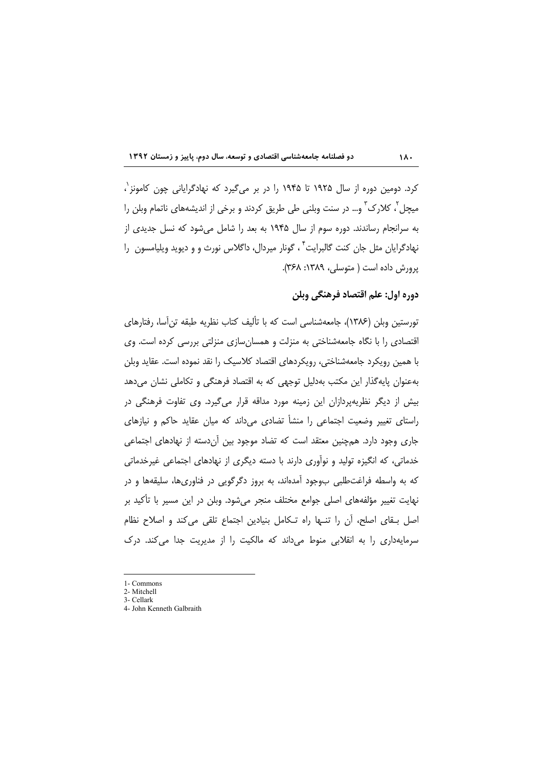کرد. دومین دوره از سال ۱۹۲۵ تا ۱۹۴۵ را در بر می‌گیرد که نهادگرایانی چون کامونز[1]، میچل[2]، کلارک[3] و... در سنت وبلنی طی طریق کردند و برخی از اندیشه‌های ناتمام وبلن را به سرانجام رساندند. دوره سوم از سال ۱۹۴۵ به بعد را شامل می‌شود که نسل جدیدی از نهادگرایان مثل جان کنت گالبرایت[4]، گونار میردال، داگلاس نورث و و دیوید ویلیامسون را پرورش داده است ( متوسلی، ۱۳۸۹: ۳۶۸).

## دوره اول: علم اقتصاد فرهنگی وبلن

تورستین وبلن (۱۳۸۶)، جامعه‌شناسی است که با تألیف کتاب نظریه طبقه تن‌آسا، رفتارهای اقتصادی را با نگاه جامعه‌شناختی به منزلت و همسان‌سازی منزلتی بررسی کرده است. وی با همین رویکرد جامعه‌شناختی، رویکردهای اقتصاد کلاسیک را نقد نموده است. عقاید وبلن به‌عنوان پایه‌گذار این مکتب به‌دلیل توجهی که به اقتصاد فرهنگی و تکاملی نشان می‌دهد بیش از دیگر نظریه‌پردازان این زمینه مورد مداقه قرار می‌گیرد. وی تفاوت فرهنگی در راستای تغییر وضعیت اجتماعی را منشأ تضادی می‌داند که میان عقاید حاکم و نیازهای جاری وجود دارد. همچنین معتقد است که تضاد موجود بین آن‌دسته از نهادهای اجتماعی خدماتی، که انگیزه تولید و نوآوری دارند با دسته دیگری از نهادهای اجتماعی غیرخدماتی که به واسطه فراغت‌طلبی بوجود آمده‌اند، به بروز دگرگویی در فناوری‌ها، سلیقه‌ها و در نهایت تغییر مؤلفه‌های اصلی جوامع مختلف منجر می‌شود. وبلن در این مسیر با تأکید بر اصل بـقای اصلح، آن را تنـها راه تـکامل بنیادین اجتماع تلقی می‌کند و اصلاح نظام سرمایه‌داری را به انقلابی منوط می‌داند که مالکیت را از مدیریت جدا می‌کند. درک

---

1- Commons
2- Mitchell
3- Cellark
4- John Kenneth Galbraith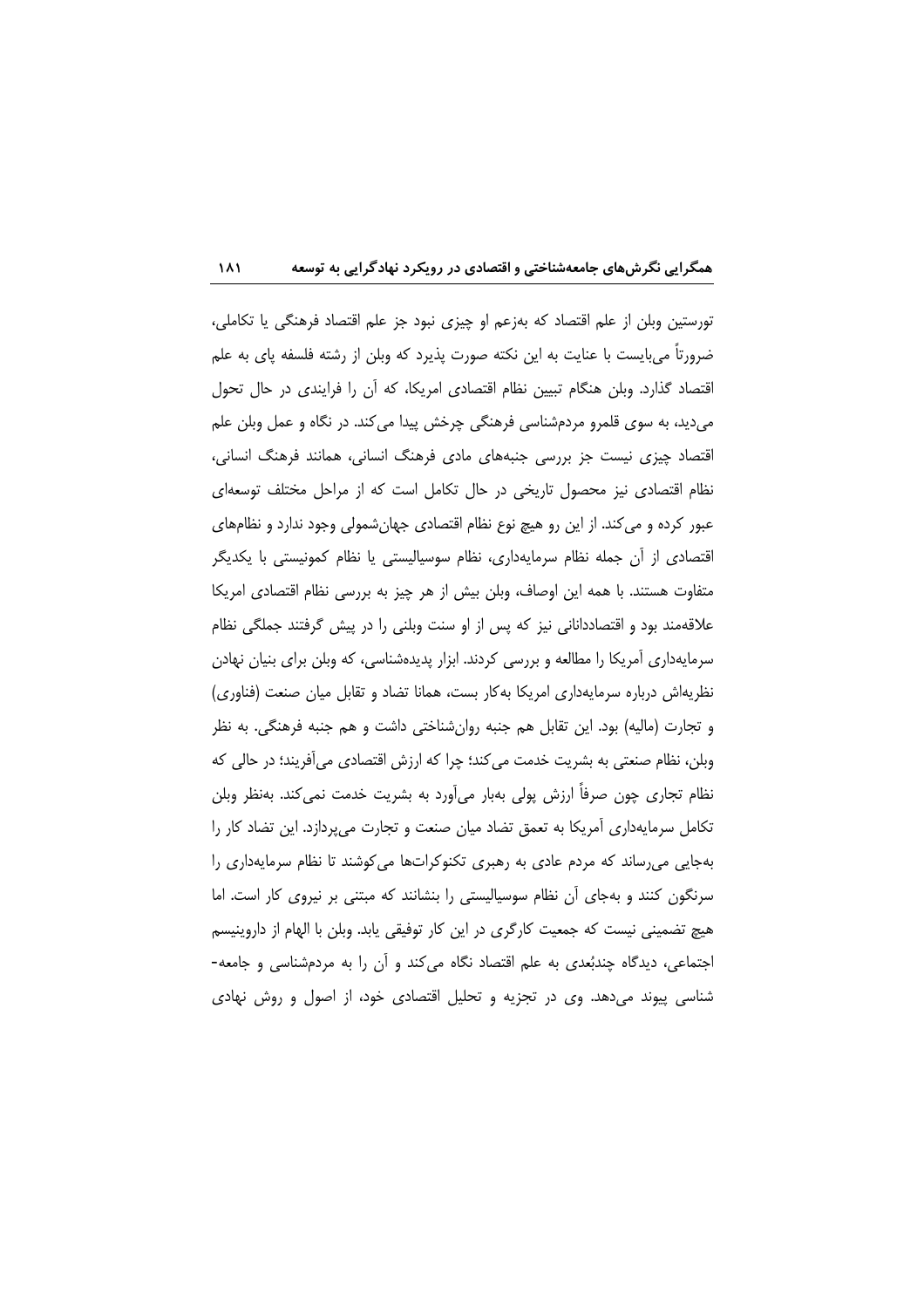تورستین وبلن از علم اقتصاد که به‌زعم او چیزی نبود جز علم اقتصاد فرهنگی یا تکاملی، ضرورتاً می‌بایست با عنایت به این نکته صورت پذیرد که وبلن از رشته فلسفه پای به علم اقتصاد گذارد. وبلن هنگام تبیین نظام اقتصادی امریکا، که آن را فرایندی در حال تحول می‌دید، به سوی قلمرو مردم‌شناسی فرهنگی چرخش پیدا می‌کند. در نگاه و عمل وبلن علم اقتصاد چیزی نیست جز بررسی جنبه‌های مادی فرهنگ انسانی، همانند فرهنگ انسانی، نظام اقتصادی نیز محصول تاریخی در حال تکامل است که از مراحل مختلف توسعه‌ای عبور کرده و می‌کند. از این رو هیچ نوع نظام اقتصادی جهان‌شمولی وجود ندارد و نظام‌های اقتصادی از آن جمله نظام سرمایه‌داری، نظام سوسیالیستی یا نظام کمونیستی با یکدیگر متفاوت هستند. با همه این اوصاف، وبلن بیش از هر چیز به بررسی نظام اقتصادی امریکا علاقه‌مند بود و اقتصاددانانی نیز که پس از او سنت وبلنی را در پیش گرفتند جملگی نظام سرمایه‌داری آمریکا را مطالعه و بررسی کردند. ابزار پدیده‌شناسی، که وبلن برای بنیان نهادن نظریه‌اش درباره سرمایه‌داری امریکا به‌کار بست، همانا تضاد و تقابل میان صنعت (فناوری) و تجارت (مالیه) بود. این تقابل هم جنبه روان‌شناختی داشت و هم جنبه فرهنگی. به نظر وبلن، نظام صنعتی به بشریت خدمت می‌کند؛ چرا که ارزش اقتصادی می‌آفریند؛ در حالی که نظام تجاری چون صرفاً ارزش پولی به‌بار می‌آورد به بشریت خدمت نمی‌کند. به‌نظر وبلن تکامل سرمایه‌داری آمریکا به تعمق تضاد میان صنعت و تجارت می‌پردازد. این تضاد کار را به‌جایی می‌رساند که مردم عادی به رهبری تکنوکرات‌ها می‌کوشند تا نظام سرمایه‌داری را سرنگون کنند و به‌جای آن نظام سوسیالیستی را بنشانند که مبتنی بر نیروی کار است. اما هیچ تضمینی نیست که جمعیت کارگری در این کار توفیقی یابد. وبلن با الهام از داروینیسم اجتماعی، دیدگاه چندبُعدی به علم اقتصاد نگاه می‌کند و آن را به مردم‌شناسی و جامعه‌شناسی پیوند می‌دهد. وی در تجزیه و تحلیل اقتصادی خود، از اصول و روش نهادی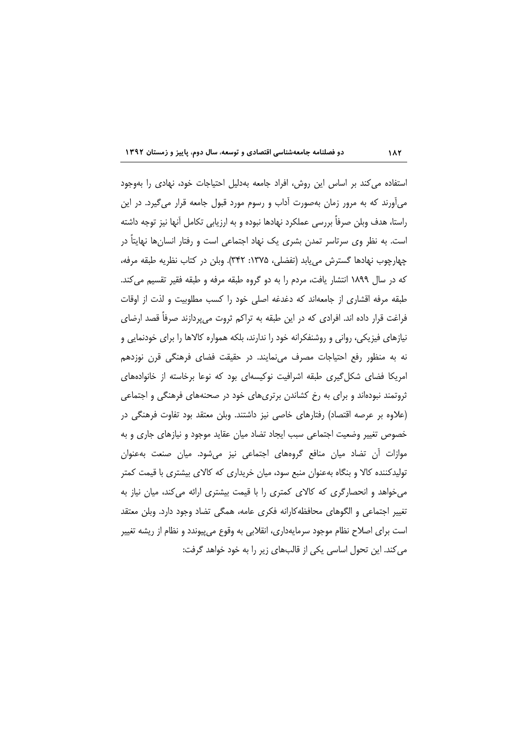استفاده می‌کند بر اساس این روش، افراد جامعه به‌دلیل احتیاجات خود، نهادی را به‌وجود می‌آورند که به مرور زمان به‌صورت آداب و رسوم مورد قبول جامعه قرار می‌گیرد. در این راستا، هدف وبلن صرفاً بررسی عملکرد نهادها نبوده و به ارزیابی تکامل آنها نیز توجه داشته است. به نظر وی سرتاسر تمدن بشری یک نهاد اجتماعی است و رفتار انسان‌ها نهایتاً در چهارچوب نهادها گسترش می‌یابد (تفضلی، ۱۳۷۵: ۳۴۲). وبلن در کتاب نظریه طبقه مرفه، که در سال ۱۸۹۹ انتشار یافت، مردم را به دو گروه طبقه مرفه و طبقه فقیر تقسیم می‌کند. طبقه مرفه اقشاری از جامعه‌اند که دغدغه اصلی خود را کسب مطلوبیت و لذت از اوقات فراغت قرار داده اند. افرادی که در این طبقه به تراکم ثروت می‌پردازند صرفاً قصد ارضای نیازهای فیزیکی، روانی و روشنفکرانه خود را ندارند، بلکه همواره کالاها را برای خودنمایی و نه به منظور رفع احتیاجات مصرف می‌نمایند. در حقیقت فضای فرهنگی قرن نوزدهم امریکا فضای شکل‌گیری طبقه اشرافیت نوکیسه‌ای بود که نوعا برخاسته از خانواده‌های ثروتمند نبوده‌اند و برای به رخ کشاندن برتری‌های خود در صحنه‌های فرهنگی و اجتماعی (علاوه بر عرصه اقتصاد) رفتارهای خاصی نیز داشتند. وبلن معتقد بود تفاوت فرهنگی در خصوص تغییر وضعیت اجتماعی سبب ایجاد تضاد میان عقاید موجود و نیازهای جاری و به موازات آن تضاد میان منافع گروه‌های اجتماعی نیز می‌شود. میان صنعت به‌عنوان تولیدکننده کالا و بنگاه به‌عنوان منبع سود، میان خریداری که کالای بیشتری با قیمت کمتر می‌خواهد و انحصارگری که کالای کمتری را با قیمت بیشتری ارائه می‌کند، میان نیاز به تغییر اجتماعی و الگوهای محافظه‌کارانه فکری عامه، همگی تضاد وجود دارد. وبلن معتقد است برای اصلاح نظام موجود سرمایه‌داری، انقلابی به وقوع می‌پیوندد و نظام از ریشه تغییر می‌کند. این تحول اساسی یکی از قالب‌های زیر را به خود خواهد گرفت: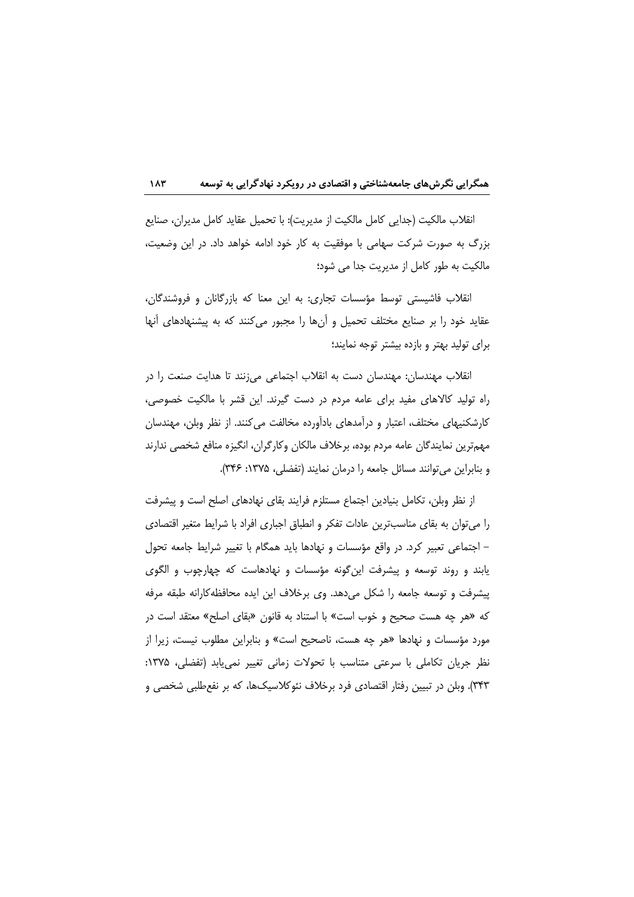انقلاب مالکیت (جدایی کامل مالکیت از مدیریت): با تحمیل عقاید کامل مدیران، صنایع بزرگ به صورت شرکت سهامی با موفقیت به کار خود ادامه خواهد داد. در این وضعیت، مالکیت به طور کامل از مدیریت جدا می شود؛

انقلاب فاشیستی توسط مؤسسات تجاری: به این معنا که بازرگانان و فروشندگان، عقاید خود را بر صنایع مختلف تحمیل و آن‌ها را مجبور می‌کنند که به پیشنهادهای آنها برای تولید بهتر و بازده بیشتر توجه نمایند؛

انقلاب مهندسان: مهندسان دست به انقلاب اجتماعی می‌زنند تا هدایت صنعت را در راه تولید کالاهای مفید برای عامه مردم در دست گیرند. این قشر با مالکیت خصوصی، کارشکنیهای مختلف، اعتبار و درآمدهای بادآورده مخالفت می‌کنند. از نظر وبلن، مهندسان مهم‌ترین نمایندگان عامه مردم بوده، برخلاف مالکان وکارگران، انگیزه منافع شخصی ندارند و بنابراین می‌توانند مسائل جامعه را درمان نمایند (تفضلی، ۱۳۷۵: ۳۴۶).

از نظر وبلن، تکامل بنیادین اجتماع مستلزم فرایند بقای نهادهای اصلح است و پیشرفت را می‌توان به بقای مناسب‌ترین عادات تفکر و انطباق اجباری افراد با شرایط متغیر اقتصادی – اجتماعی تعبیر کرد. در واقع مؤسسات و نهادها باید همگام با تغییر شرایط جامعه تحول یابند و روند توسعه و پیشرفت این‌گونه مؤسسات و نهادهاست که چهارچوب و الگوی پیشرفت و توسعه جامعه را شکل می‌دهد. وی برخلاف این ایده محافظه‌کارانه طبقه مرفه که «هر چه هست صحیح و خوب است» با استناد به قانون «بقای اصلح» معتقد است در مورد مؤسسات و نهادها «هر چه هست، ناصحیح است» و بنابراین مطلوب نیست، زیرا از نظر جریان تکاملی با سرعتی متناسب با تحولات زمانی تغییر نمی‌یابد (تفضلی، ۱۳۷۵: ۳۴۳). وبلن در تبیین رفتار اقتصادی فرد برخلاف نئوکلاسیک‌ها، که بر نفع‌طلبی شخصی و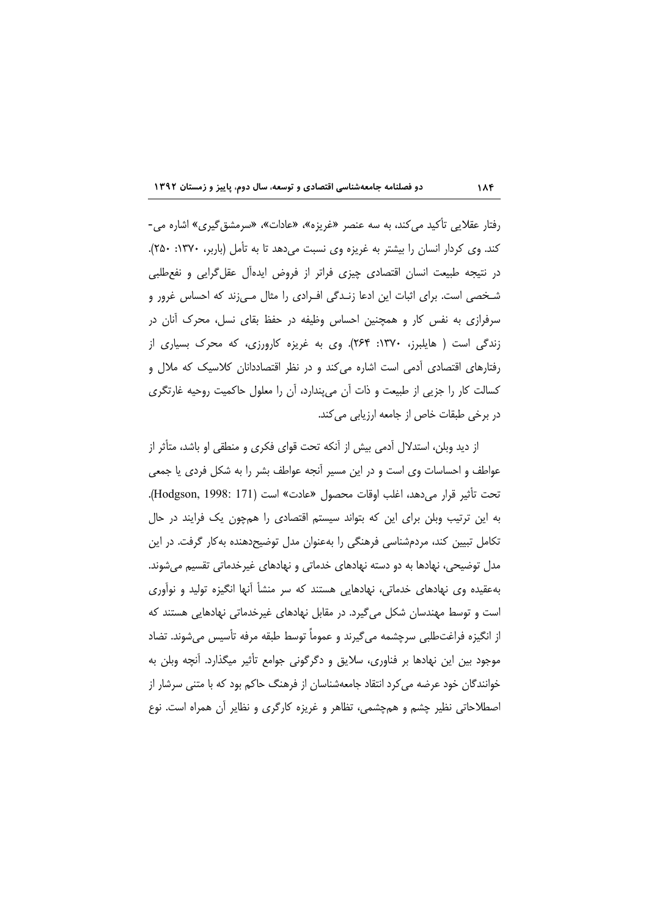رفتار عقلایی تأکید می‌کند، به سه عنصر «غریزه»، «عادات»، «سرمشق‌گیری» اشاره می‌کند. وی کردار انسان را بیشتر به غریزه وی نسبت می‌دهد تا به تأمل (باربر، ۱۳۷۰: ۲۵۰). در نتیجه طبیعت انسان اقتصادی چیزی فراتر از فروض ایده‌آل عقل‌گرایی و نفع‌طلبی شخصی است. برای اثبات این ادعا زندگی افرادی را مثال می‌زند که احساس غرور و سرفرازی به نفس کار و همچنین احساس وظیفه در حفظ بقای نسل، محرک آنان در زندگی است ( هایلبرز، ۱۳۷۰: ۲۶۴). وی به غریزه کاروزرزی، که محرک بسیاری از رفتارهای اقتصادی آدمی است اشاره می‌کند و در نظر اقتصاددانان کلاسیک که ملال و کسالت کار را جزیی از طبیعت و ذات آن می‌پندارد، آن را معلول حاکمیت روحیه غارتگری در برخی طبقات خاص از جامعه ارزیابی می‌کند.

از دید وبلن، استدلال آدمی بیش از آنکه تحت قوای فکری و منطقی او باشد، متأثر از عواطف و احساسات وی است و در این مسیر آنچه عواطف بشر را به شکل فردی یا جمعی تحت تأثیر قرار می‌دهد، اغلب اوقات محصول «عادت» است (Hodgson, 1998: 171). به این ترتیب وبلن برای این که بتواند سیستم اقتصادی را همچون یک فرایند در حال تکامل تبیین کند، مردم‌شناسی فرهنگی را به‌عنوان مدل توضیح‌دهنده به‌کار گرفت. در این مدل توضیحی، نهادها به دو دسته نهادهای خدماتی و نهادهای غیرخدماتی تقسیم می‌شوند. به‌عقیده وی نهادهای خدماتی، نهادهایی هستند که سر منشأ آنها انگیزه تولید و نوآوری است و توسط مهندسان شکل می‌گیرد. در مقابل نهادهای غیرخدماتی نهادهایی هستند که از انگیزه فراغت‌طلبی سرچشمه می‌گیرند و عموماً توسط طبقه مرفه تأسیس می‌شوند. تضاد موجود بین این نهادها بر فناوری، سلایق و دگرگونی جوامع تأثیر میگذارد. آنچه وبلن به خوانندگان خود عرضه می‌کرد انتقاد جامعه‌شناسان از فرهنگ حاکم بود که با متنی سرشار از اصطلاحاتی نظیر چشم و همچشمی، تظاهر و غریزه کارگری و نظایر آن همراه است. نوع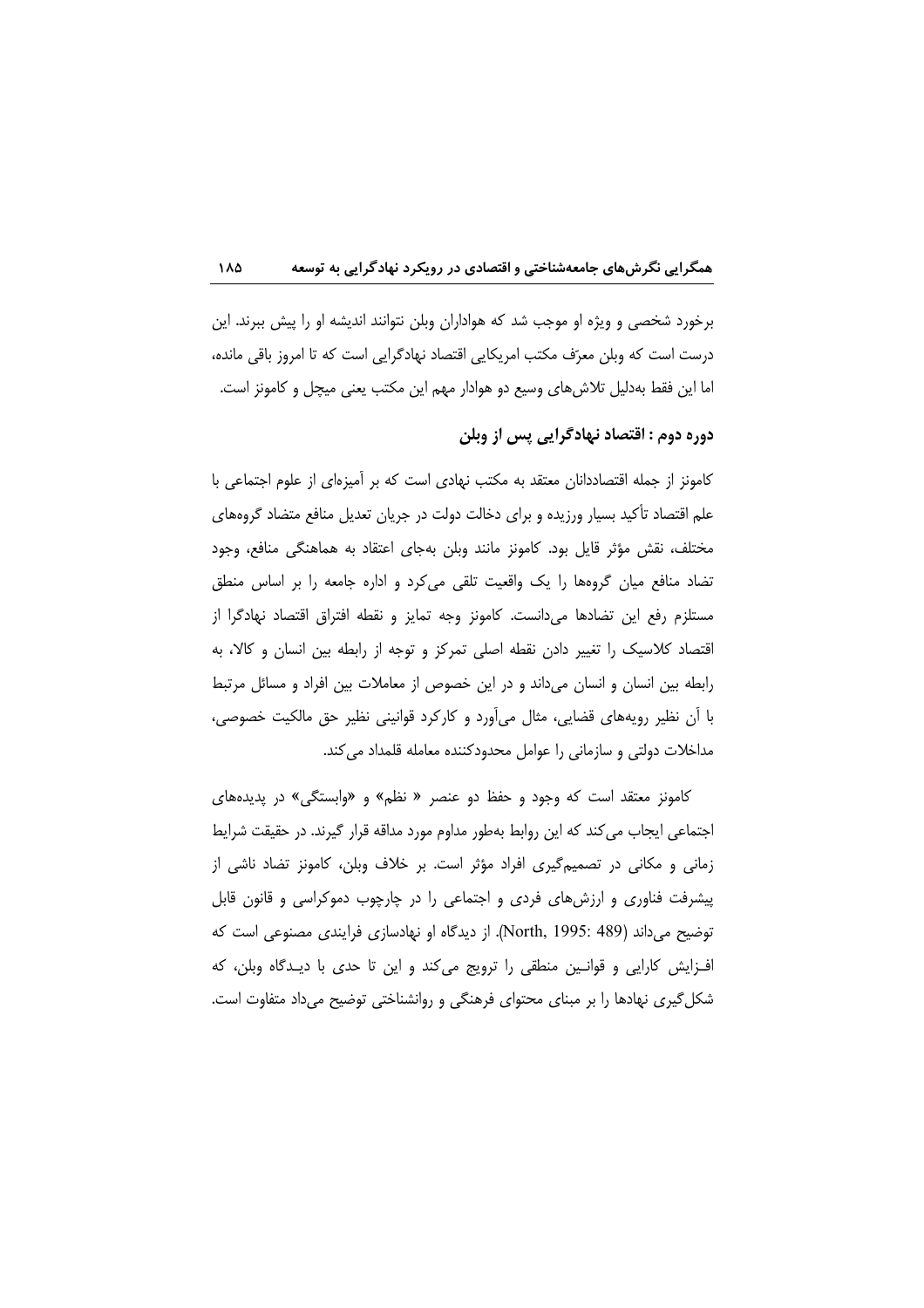برخورد شخصی و ویژه او موجب شد که هواداران وبلن نتوانند اندیشه او را پیش ببرند. این درست است که وبلن معرّف مکتب امریکایی اقتصاد نهادگرایی است که تا امروز باقی مانده، اما این فقط به‌دلیل تلاش‌های وسیع دو هوادار مهم این مکتب یعنی میچل و کامونز است.

## دوره دوم : اقتصاد نهادگرایی پس از وبلن

کامونز از جمله اقتصاددانان معتقد به مکتب نهادی است که بر آمیزه‌ای از علوم اجتماعی با علم اقتصاد تأکید بسیار ورزیده و برای دخالت دولت در جریان تعدیل منافع متضاد گروه‌های مختلف، نقش مؤثر قایل بود. کامونز مانند وبلن به‌جای اعتقاد به هماهنگی منافع، وجود تضاد منافع میان گروه‌ها را یک واقعیت تلقی می‌کرد و اداره جامعه را بر اساس منطق مستلزم رفع این تضادها می‌دانست. کامونز وجه تمایز و نقطه افتراق اقتصاد نهادگرا از اقتصاد کلاسیک را تغییر دادن نقطه اصلی تمرکز و توجه از رابطه بین انسان و کالا، به رابطه بین انسان و انسان می‌داند و در این خصوص از معاملات بین افراد و مسائل مرتبط با آن نظیر رویه‌های قضایی، مثال می‌آورد و کارکرد قوانینی نظیر حق مالکیت خصوصی، مداخلات دولتی و سازمانی را عوامل محدودکننده معامله قلمداد می‌کند.

کامونز معتقد است که وجود و حفظ دو عنصر « نظم» و «وابستگی» در پدیده‌های اجتماعی ایجاب می‌کند که این روابط به‌طور مداوم مورد مداقه قرار گیرند. در حقیقت شرایط زمانی و مکانی در تصمیم‌گیری افراد مؤثر است. بر خلاف وبلن، کامونز تضاد ناشی از پیشرفت فناوری و ارزش‌های فردی و اجتماعی را در چارچوب دموکراسی و قانون قابل توضیح می‌داند (North, 1995: 489). از دیدگاه او نهادسازی فرایندی مصنوعی است که افـزایش کارایی و قوانـین منطقی را ترویج می‌کند و این تا حدی با دیـدگاه وبلن، که شکل‌گیری نهادها را بر مبنای محتوای فرهنگی و روانشناختی توضیح می‌داد متفاوت است.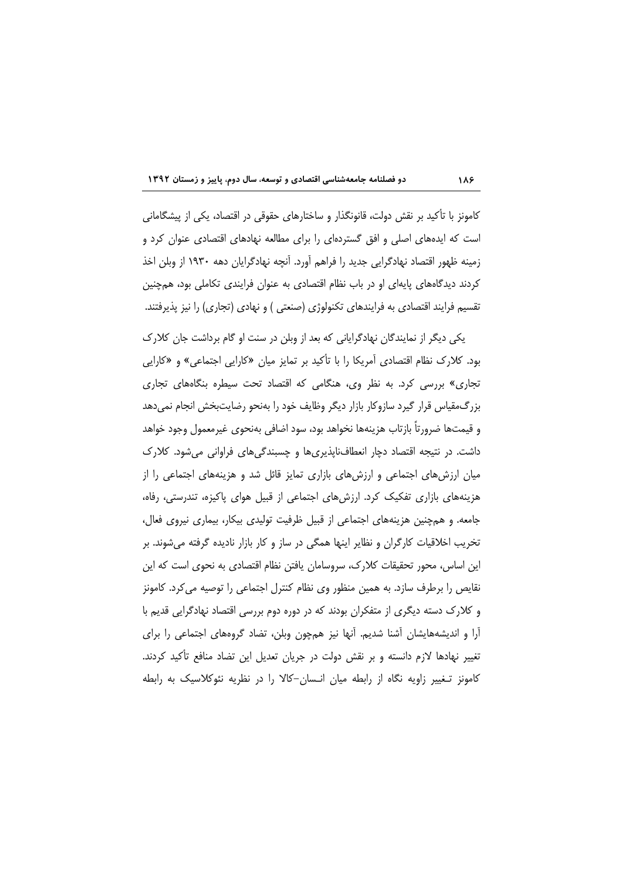کامونز با تأکید بر نقش دولت، قانونگذار و ساختارهای حقوقی در اقتصاد، یکی از پیشگامانی است که ایده‌های اصلی و افق گسترده‌ای را برای مطالعه نهادهای اقتصادی عنوان کرد و زمینه ظهور اقتصاد نهادگرایی جدید را فراهم آورد. آنچه نهادگرایان دهه ۱۹۳۰ از وبلن اخذ کردند دیدگاه‌های پایه‌ای او در باب نظام اقتصادی به عنوان فرایندی تکاملی بود، همچنین تقسیم فرایند اقتصادی به فرایندهای تکنولوژی (صنعتی ) و نهادی (تجاری) را نیز پذیرفتند.

یکی دیگر از نمایندگان نهادگرایانی که بعد از وبلن در سنت او گام برداشت جان کلارک بود. کلارک نظام اقتصادی آمریکا را با تأکید بر تمایز میان «کارایی اجتماعی» و «کارایی تجاری» بررسی کرد. به نظر وی، هنگامی که اقتصاد تحت سیطره بنگاه‌های تجاری بزرگ‌مقیاس قرار گیرد سازوکار بازار دیگر وظایف خود را به‌نحو رضایت‌بخش انجام نمی‌دهد و قیمت‌ها ضرورتاً بازتاب هزینه‌ها نخواهد بود، سود اضافی به‌نحوی غیرمعمول وجود خواهد داشت. در نتیجه اقتصاد دچار انعطاف‌ناپذیری‌ها و چسبندگی‌های فراوانی می‌شود. کلارک میان ارزش‌های اجتماعی و ارزش‌های بازاری تمایز قائل شد و هزینه‌های اجتماعی را از هزینه‌های بازاری تفکیک کرد. ارزش‌های اجتماعی از قبیل هوای پاکیزه، تندرستی، رفاه، جامعه. و همچنین هزینه‌های اجتماعی از قبیل ظرفیت تولیدی بیکار، بیماری نیروی فعال، تخریب اخلاقیات کارگران و نظایر اینها همگی در ساز و کار بازار نادیده گرفته می‌شوند. بر این اساس، محور تحقیقات کلارک، سروسامان یافتن نظام اقتصادی به نحوی است که این نقایص را برطرف سازد. به همین منظور وی نظام کنترل اجتماعی را توصیه می‌کرد. کامونز و کلارک دسته دیگری از متفکران بودند که در دوره دوم بررسی اقتصاد نهادگرایی قدیم با آرا و اندیشه‌هایشان آشنا شدیم. آنها نیز همچون وبلن، تضاد گروه‌های اجتماعی را برای تغییر نهادها لازم دانسته و بر نقش دولت در جریان تعدیل این تضاد منافع تأکید کردند. کامونز تـغییر زاویه نگاه از رابطه میان انـسان-کالا را در نظریه نئوکلاسیک به رابطه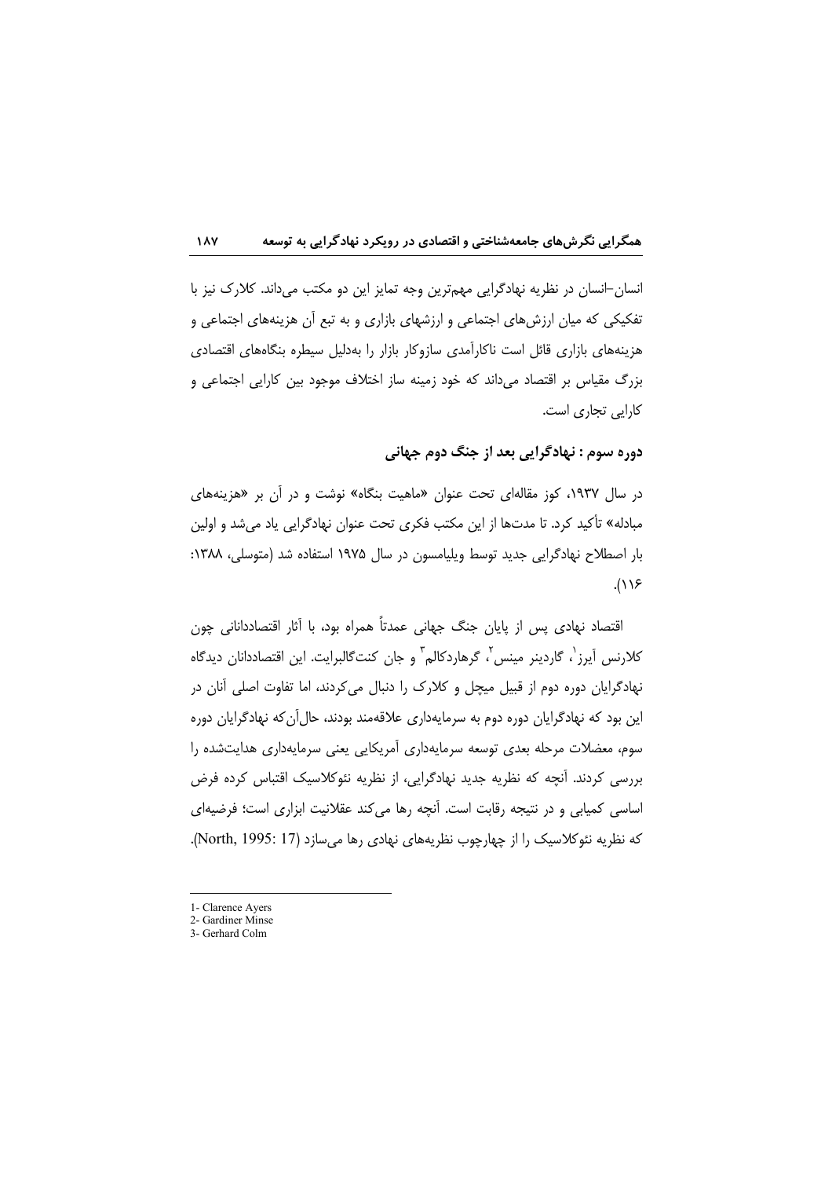انسان–انسان در نظریه نهادگرایی مهم‌ترین وجه تمایز این دو مکتب می‌داند. کلارک نیز با تفکیکی که میان ارزش‌های اجتماعی و ارزشهای بازاری و به تبع آن هزینه‌های اجتماعی و هزینه‌های بازاری قائل است ناکارآمدی سازوکار بازار را به‌دلیل سیطره بنگاه‌های اقتصادی بزرگ مقیاس بر اقتصاد می‌داند که خود زمینه ساز اختلاف موجود بین کارایی اجتماعی و کارایی تجاری است.

## دوره سوم : نهادگرایی بعد از جنگ دوم جهانی

در سال ۱۹۳۷، کوز مقاله‌ای تحت عنوان «ماهیت بنگاه» نوشت و در آن بر «هزینه‌های مبادله» تأکید کرد. تا مدت‌ها از این مکتب فکری تحت عنوان نهادگرایی یاد می‌شد و اولین بار اصطلاح نهادگرایی جدید توسط ویلیامسون در سال ۱۹۷۵ استفاده شد (متوسلی، ۱۳۸۸: ۱۱۶).

اقتصاد نهادی پس از پایان جنگ جهانی عمدتاً همراه بود، با آثار اقتصاددانانی چون کلارنس آیرز[1]، گاردینر مینس[2]، گرهاردکالم[3] و جان کنت‌گالبرایت. این اقتصاددانان دیدگاه نهادگرایان دوره دوم از قبیل میچل و کلارک را دنبال می‌کردند، اما تفاوت اصلی آنان در این بود که نهادگرایان دوره دوم به سرمایه‌داری علاقه‌مند بودند، حال‌آن‌که نهادگرایان دوره سوم، معضلات مرحله بعدی توسعه سرمایه‌داری آمریکایی یعنی سرمایه‌داری هدایت‌شده را بررسی کردند. آنچه که نظریه جدید نهادگرایی، از نظریه نئوکلاسیک اقتباس کرده فرض اساسی کمیابی و در نتیجه رقابت است. آنچه رها می‌کند عقلانیت ابزاری است؛ فرضیه‌ای که نظریه نئوکلاسیک را از چهارچوب نظریه‌های نهادی رها می‌سازد (North, 1995: 17).

---

1- Clarence Ayers
2- Gardiner Minse
3- Gerhard Colm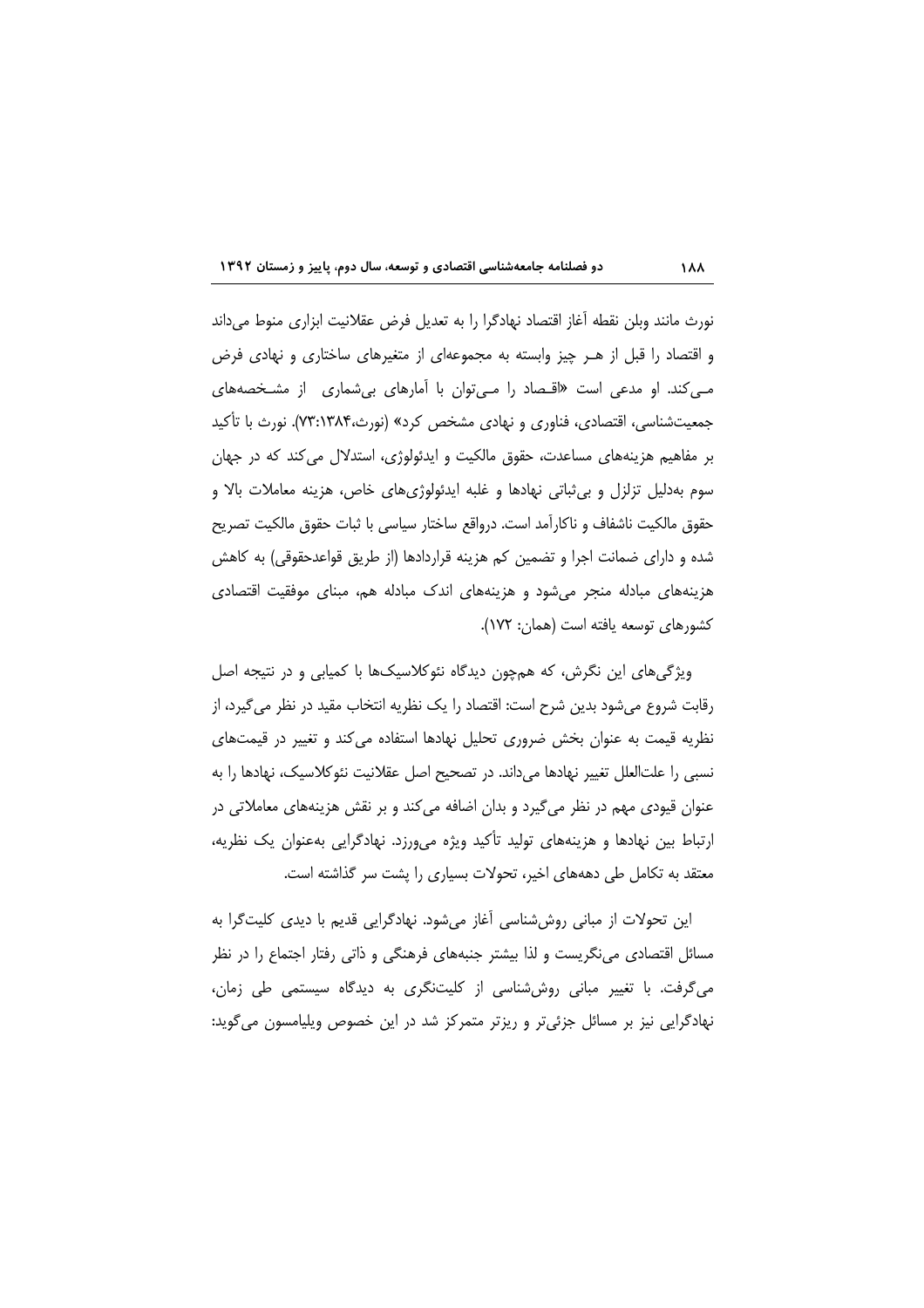نورث مانند وبلن نقطه آغاز اقتصاد نهادگرا را به تعدیل فرض عقلانیت ابزاری منوط می‌داند و اقتصاد را قبل از هـر چیز وابسته به مجموعه‌ای از متغیرهای ساختاری و نهادی فرض مـی‌کند. او مدعی است «اقـصاد را مـی‌توان با آمارهای بی‌شماری از مشـخصه‌های جمعیت‌شناسی، اقتصادی، فناوری و نهادی مشخص کرد» (نورث،۱۳۸۴:۷۳). نورث با تأکید بر مفاهیم هزینه‌های مساعدت، حقوق مالکیت و ایدئولوژی، استدلال می‌کند که در جهان سوم به‌دلیل تزلزل و بی‌ثباتی نهادها و غلبه ایدئولوژی‌های خاص، هزینه معاملات بالا و حقوق مالکیت ناشفاف و ناکارآمد است. درواقع ساختار سیاسی با ثبات حقوق مالکیت تصریح شده و دارای ضمانت اجرا و تضمین کم هزینه قراردادها (از طریق قواعدحقوقی) به کاهش هزینه‌های مبادله منجر می‌شود و هزینه‌های اندک مبادله هم، مبنای موفقیت اقتصادی کشورهای توسعه یافته است (همان: ۱۷۲).

ویژگی‌های این نگرش، که هم‌چون دیدگاه نئوکلاسیک‌ها با کمیابی و در نتیجه اصل رقابت شروع می‌شود بدین شرح است: اقتصاد را یک نظریه انتخاب مقید در نظر می‌گیرد، از نظریه قیمت به عنوان بخش ضروری تحلیل نهادها استفاده می‌کند و تغییر در قیمت‌های نسبی را علت‌العلل تغییر نهادها می‌داند. در تصحیح اصل عقلانیت نئوکلاسیک، نهادها را به عنوان قیودی مهم در نظر می‌گیرد و بدان اضافه می‌کند و بر نقش هزینه‌های معاملاتی در ارتباط بین نهادها و هزینه‌های تولید تأکید ویژه می‌ورزد. نهادگرایی به‌عنوان یک نظریه، معتقد به تکامل طی دهه‌های اخیر، تحولات بسیاری را پشت سر گذاشته است.

این تحولات از مبانی روش‌شناسی آغاز می‌شود. نهادگرایی قدیم با دیدی کلیت‌گرا به مسائل اقتصادی می‌نگریست و لذا بیشتر جنبه‌های فرهنگی و ذاتی رفتار اجتماع را در نظر می‌گرفت. با تغییر مبانی روش‌شناسی از کلیت‌نگری به دیدگاه سیستمی طی زمان، نهادگرایی نیز بر مسائل جزئی‌تر و ریزتر متمرکز شد در این خصوص ویلیامسون می‌گوید: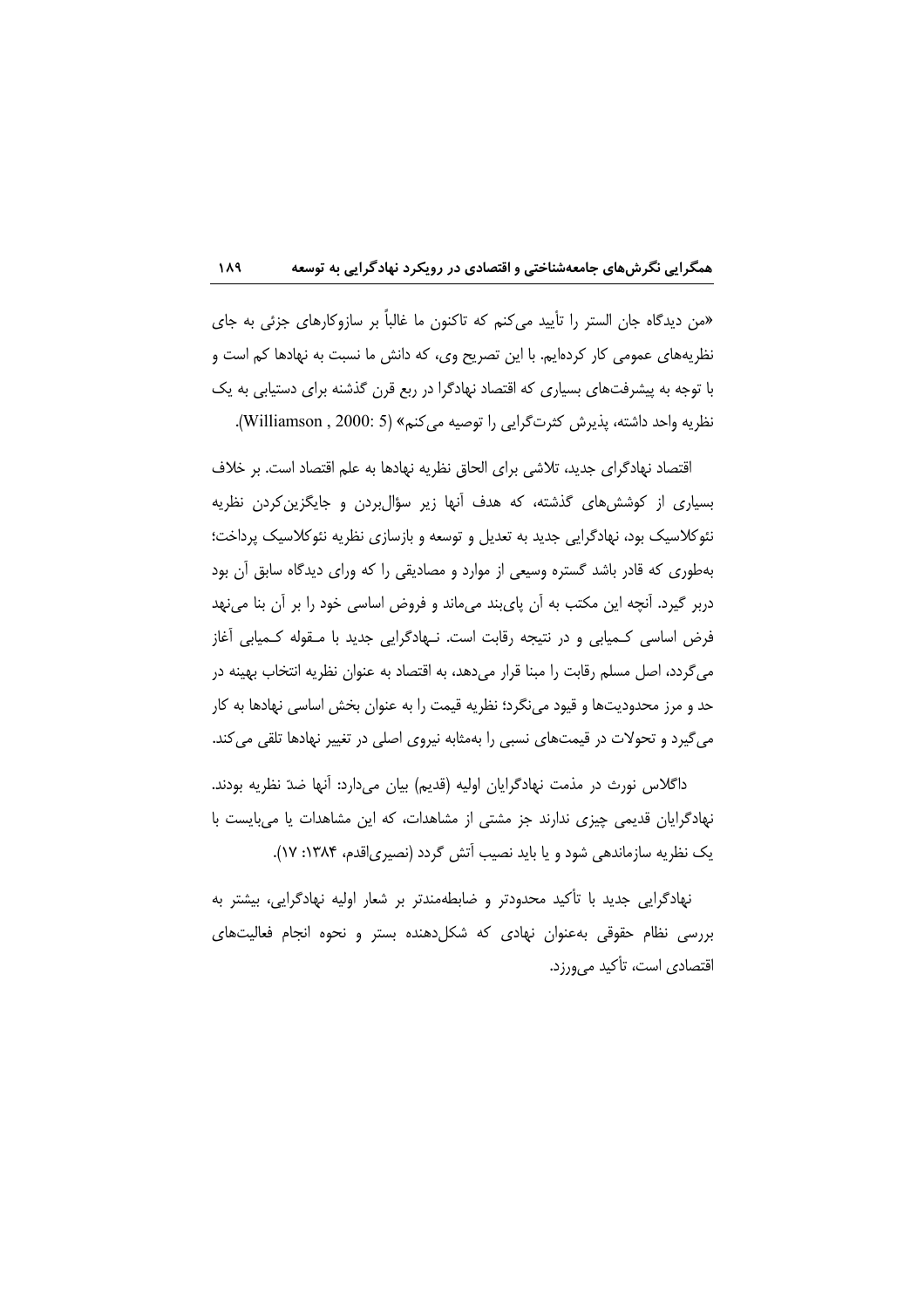«من دیدگاه جان السترا را تأیید می‌کنم که تاکنون ما غالباً بر سازوکارهای جزئی به جای نظریه‌های عمومی کار کرده‌ایم. با این تصریح وی، که دانش ما نسبت به نهادها کم است و با توجه به پیشرفت‌های بسیاری که اقتصاد نهادگرا در ربع قرن گذشته برای دستیابی به یک نظریه واحد داشته، پذیرش کثرت‌گرایی را توصیه می‌کنم» (Williamson , 2000: 5).

اقتصاد نهادگرای جدید، تلاشی برای الحاق نظریه نهادها به علم اقتصاد است. بر خلاف بسیاری از کوشش‌های گذشته، که هدف آنها زیر سؤال‌بردن و جایگزین‌کردن نظریه نئوکلاسیک بود، نهادگرایی جدید به تعدیل و توسعه و بازسازی نظریه نئوکلاسیک پرداخت؛ به‌طوری که قادر باشد گستره وسیعی از موارد و مصادیقی را که ورای دیدگاه سابق آن بود دربر گیرد. آنچه این مکتب به آن پای‌بند می‌ماند و فروض اساسی خود را بر آن بنا می‌نهد فرض اساسی کمیابی و در نتیجه رقابت است. نهادگرایی جدید با مقوله کمیابی آغاز می‌گردد، اصل مسلم رقابت را مبنا قرار می‌دهد، به اقتصاد به عنوان نظریه انتخاب بهینه در حد و مرز محدودیت‌ها و قیود می‌نگرد؛ نظریه قیمت را به عنوان بخش اساسی نهادها به کار می‌گیرد و تحولات در قیمت‌های نسبی را به‌مثابه نیروی اصلی در تغییر نهادها تلقی می‌کند.

داگلاس نورث در مذمت نهادگرایان اولیه (قدیم) بیان می‌دارد: آنها ضدّ نظریه بودند. نهادگرایان قدیمی چیزی ندارند جز مشتی از مشاهدات، که این مشاهدات یا می‌بایست با یک نظریه سازماندهی شود و یا باید نصیب آتش گردد (نصیری‌اقدم، ۱۳۸۴: ۱۷).

نهادگرایی جدید با تأکید محدودتر و ضابطه‌مندتر بر شعار اولیه نهادگرایی، بیشتر به بررسی نظام حقوقی به‌عنوان نهادی که شکل‌دهنده بستر و نحوه انجام فعالیت‌های اقتصادی است، تأکید می‌ورزد.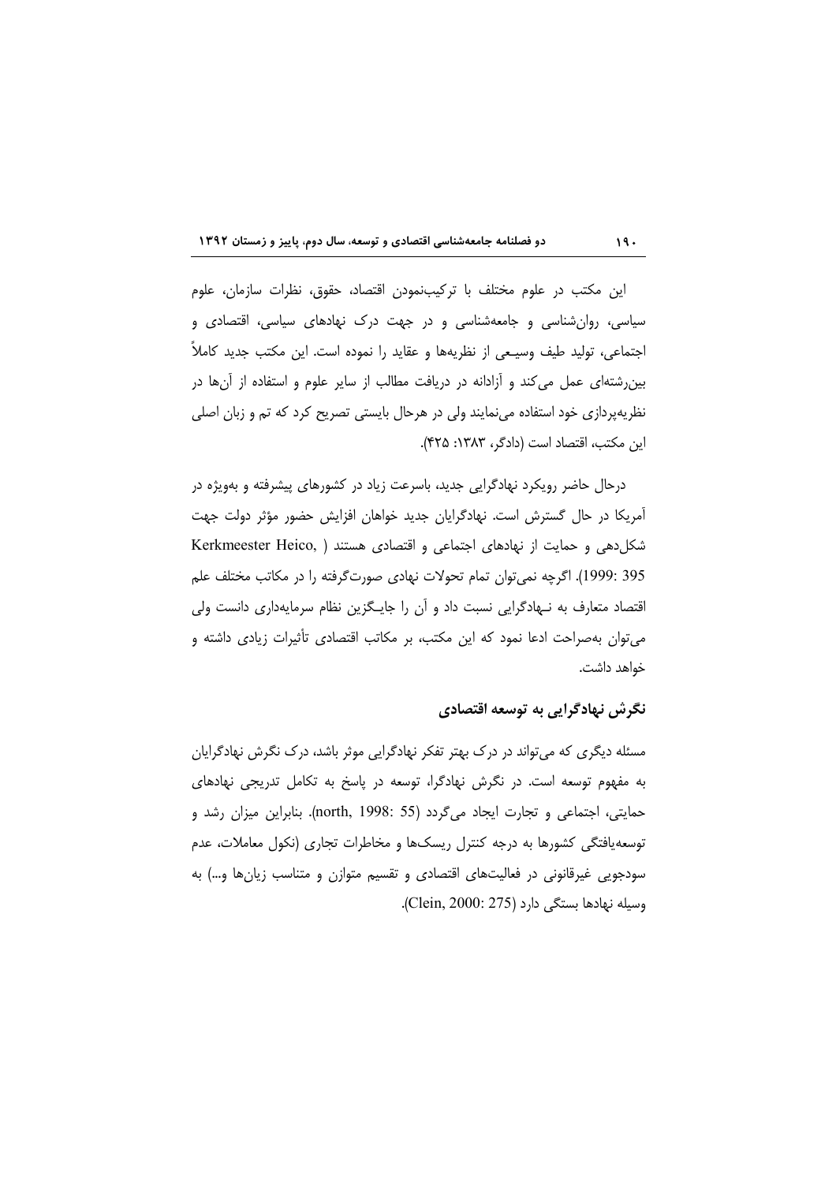این مکتب در علوم مختلف با ترکیب‌نمودن اقتصاد، حقوق، نظرات سازمان، علوم سیاسی، روان‌شناسی و جامعه‌شناسی و در جهت درک نهادهای سیاسی، اقتصادی و اجتماعی، تولید طیف وسیـعی از نظریه‌ها و عقاید را نموده است. این مکتب جدید کاملاً بین‌رشته‌ای عمل می‌کند و آزادانه در دریافت مطالب از سایر علوم و استفاده از آن‌ها در نظریه‌پردازی خود استفاده می‌نمایند ولی در هرحال بایستی تصریح کرد که تم و زبان اصلی این مکتب، اقتصاد است (دادگر، ۱۳۸۳: ۴۲۵).

درحال حاضر رویکرد نهادگرایی جدید، باسرعت زیاد در کشورهای پیشرفته و به‌ویژه در آمریکا در حال گسترش است. نهادگرایان جدید خواهان افزایش حضور مؤثر دولت جهت شکل‌دهی و حمایت از نهادهای اجتماعی و اقتصادی هستند (Kerkmeester Heico, 1999: 395). اگرچه نمی‌توان تمام تحولات نهادی صورت‌گرفته را در مکاتب مختلف علم اقتصاد متعارف به نـهادگرایی نسبت داد و آن را جایـگزین نظام سرمایه‌داری دانست ولی می‌توان به‌صراحت ادعا نمود که این مکتب، بر مکاتب اقتصادی تأثیرات زیادی داشته و خواهد داشت.

## نگرش نهادگرایی به توسعه اقتصادی

مسئله دیگری که می‌تواند در درک بهتر تفکر نهادگرایی موثر باشد، درک نگرش نهادگرایان به مفهوم توسعه است. در نگرش نهادگرا، توسعه در پاسخ به تکامل تدریجی نهادهای حمایتی، اجتماعی و تجارت ایجاد می‌گردد (north, 1998: 55). بنابراین میزان رشد و توسعه‌یافتگی کشورها به درجه کنترل ریسک‌ها و مخاطرات تجاری (نکول معاملات، عدم سودجویی غیرقانونی در فعالیت‌های اقتصادی و تقسیم متوازن و متناسب زیان‌ها و...) به وسیله نهادها بستگی دارد (Clein, 2000: 275).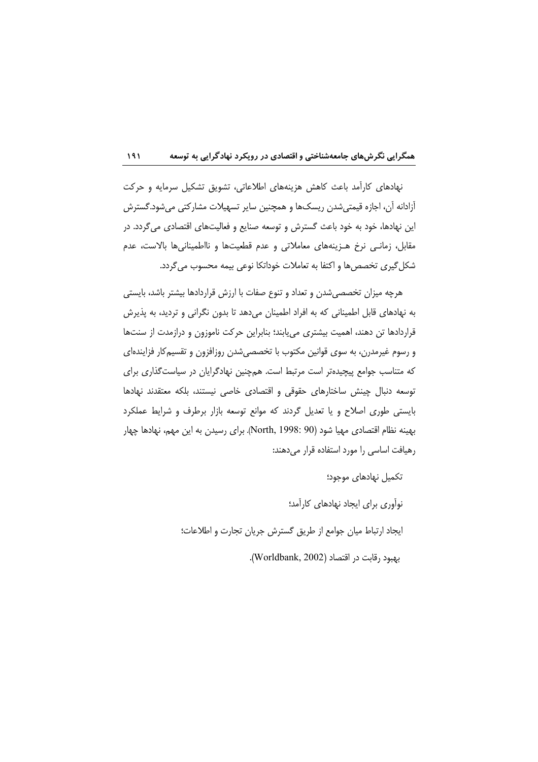نهادهای کارآمد باعث کاهش هزینه‌های اطلاعاتی، تشویق تشکیل سرمایه و حرکت آزادانه آن، اجازه قیمتی‌شدن ریسک‌ها و همچنین سایر تسهیلات مشارکتی می‌شود.گسترش این نهادها، خود به خود باعث گسترش و توسعه صنایع و فعالیت‌های اقتصادی می‌گردد. در مقابل، زمانـی نرخ هـزینه‌های معاملاتی و عدم قطعیت‌ها و نااطمینانی‌ها بالاست، عدم شکل‌گیری تخصص‌ها و اکتفا به تعاملات خوداتکا نوعی بیمه محسوب می‌گردد.

هرچه میزان تخصصی‌شدن و تعداد و تنوع صفات با ارزش قراردادها بیشتر باشد، بایستی به نهادهای قابل اطمینانی که به افراد اطمینان می‌دهد تا بدون نگرانی و تردید، به پذیرش قراردادها تن دهند، اهمیت بیشتری می‌یابند؛ بنابراین حرکت ناموزون و درازمدت از سنت‌ها و رسوم غیرمدرن، به سوی قوانین مکتوب با تخصصی‌شدن روزافزون و تقسیم‌کار فزاینده‌ای که متناسب جوامع پیچیده‌تر است مرتبط است. هم‌چنین نهادگرایان در سیاست‌گذاری برای توسعه دنبال چینش ساختارهای حقوقی و اقتصادی خاصی نیستند، بلکه معتقدند نهادها بایستی طوری اصلاح و یا تعدیل گردند که موانع توسعه بازار برطرف و شرایط عملکرد بهینه نظام اقتصادی مهیا شود (North, 1998: 90). برای رسیدن به این مهم، نهادها چهار رهیافت اساسی را مورد استفاده قرار می‌دهند:

تکمیل نهادهای موجود؛

نوآوری برای ایجاد نهادهای کارآمد؛

ایجاد ارتباط میان جوامع از طریق گسترش جریان تجارت و اطلاعات؛

بهبود رقابت در اقتصاد (Worldbank, 2002).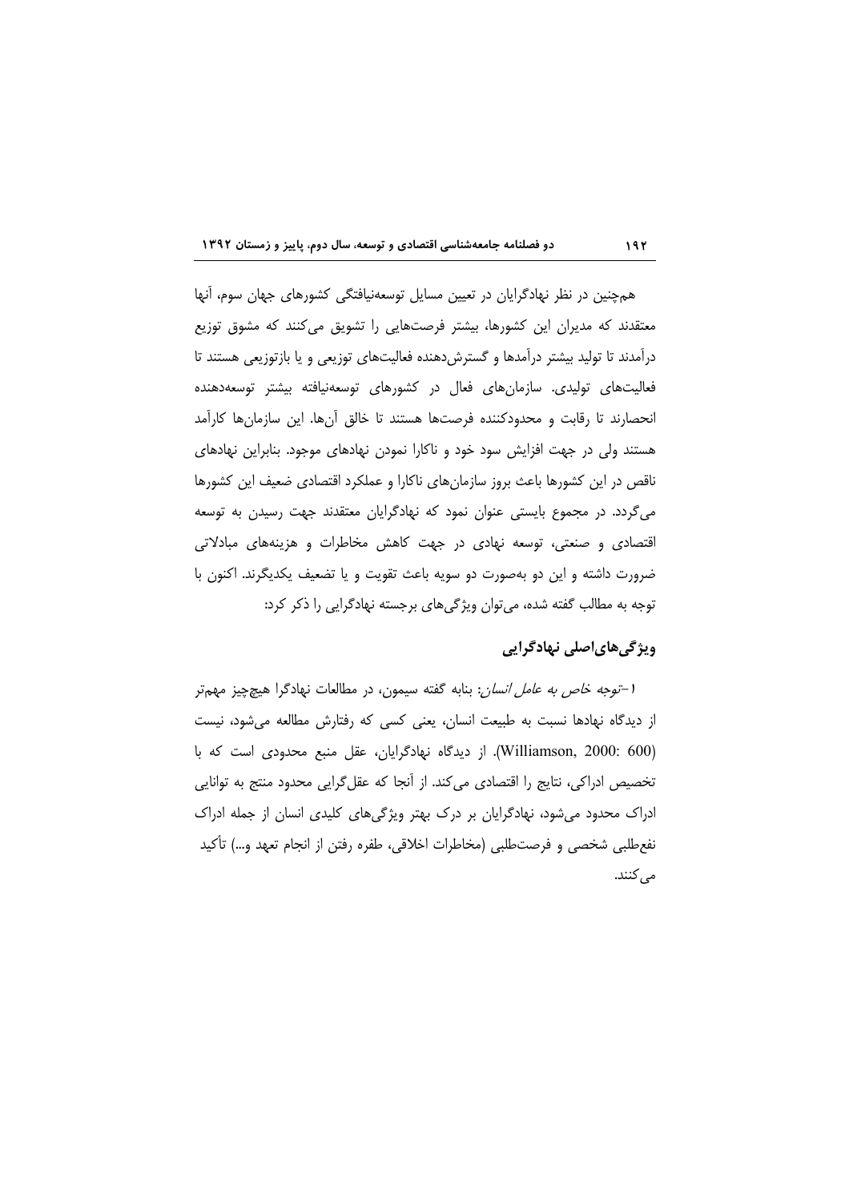همچنین در نظر نهادگرایان در تعیین مسایل توسعه‌نیافتگی کشورهای جهان سوم، آنها معتقدند که مدیران این کشورها، بیشتر فرصت‌هایی را تشویق می‌کنند که مشوق توزیع درآمدند تا تولید بیشتر درآمدها و گسترش‌دهنده فعالیت‌های توزیعی و یا بازتوزیعی هستند تا فعالیت‌های تولیدی. سازمان‌های فعال در کشورهای توسعه‌نیافته بیشتر توسعه‌دهنده انحصارند تا رقابت و محدودکننده فرصت‌ها هستند تا خالق آن‌ها. این سازمان‌ها کارآمد هستند ولی در جهت افزایش سود خود و ناکارا نمودن نهادهای موجود. بنابراین نهادهای ناقص در این کشورها باعث بروز سازمان‌های ناکارا و عملکرد اقتصادی ضعیف این کشورها می‌گردد. در مجموع بایستی عنوان نمود که نهادگرایان معتقدند جهت رسیدن به توسعه اقتصادی و صنعتی، توسعه نهادی در جهت کاهش مخاطرات و هزینه‌های مبادلاتی ضرورت داشته و این دو به‌صورت دو سویه باعث تقویت و یا تضعیف یکدیگرند. اکنون با توجه به مطالب گفته شده، می‌توان ویژگی‌های برجسته نهادگرایی را ذکر کرد:

## ویژگی‌های‌اصلی نهادگرایی

۱-*توجه خاص به عامل انسان*: بنابه گفته سیمون، در مطالعات نهادگرا هیچ‌چیز مهم‌تر از دیدگاه نهادها نسبت به طبیعت انسان، یعنی کسی که رفتارش مطالعه می‌شود، نیست (Williamson, 2000: 600). از دیدگاه نهادگرایان، عقل منبع محدودی است که با تخصیص ادراکی، نتایج را اقتصادی می‌کند. از آنجا که عقل‌گرایی محدود منتج به توانایی ادراک محدود می‌شود، نهادگرایان بر درک بهتر ویژگی‌های کلیدی انسان از جمله ادراک نفع‌طلبی شخصی و فرصت‌طلبی (مخاطرات اخلاقی، طفره رفتن از انجام تعهد و...) تأکید می‌کنند.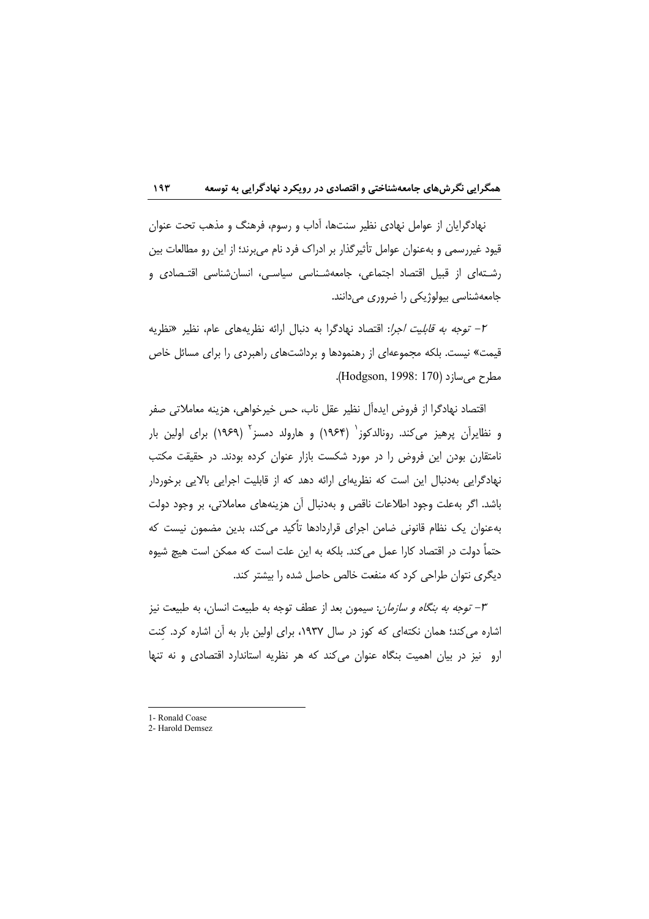نهادگرایان از عوامل نهادی نظیر سنت‌ها، آداب و رسوم، فرهنگ و مذهب تحت عنوان قیود غیررسمی و به‌عنوان عوامل تأثیرگذار بر ادراک فرد نام می‌برند؛ از این رو مطالعات بین رشته‌ای از قبیل اقتصاد اجتماعی، جامعه‌شناسی سیاسی، انسان‌شناسی اقتصادی و جامعه‌شناسی بیولوژیکی را ضروری می‌دانند.

۲- *توجه به قابلیت اجرا:* اقتصاد نهادگرا به دنبال ارائه نظریه‌های عام، نظیر «نظریه قیمت» نیست. بلکه مجموعه‌ای از رهنمودها و برداشت‌های راهبردی را برای مسائل خاص مطرح می‌سازد (Hodgson, 1998: 170).

اقتصاد نهادگرا از فروض ایده‌آل نظیر عقل ناب، حس خیرخواهی، هزینه معاملاتی صفر و نظایرآن پرهیز می‌کند. رونالدکوز[1] (۱۹۶۴) و هارولد دمسز[2] (۱۹۶۹) برای اولین بار نامتقارن بودن این فروض را در مورد شکست بازار عنوان کرده بودند. در حقیقت مکتب نهادگرایی به‌دنبال این است که نظریه‌ای ارائه دهد که از قابلیت اجرایی بالایی برخوردار باشد. اگر به‌علت وجود اطلاعات ناقص و به‌دنبال آن هزینه‌های معاملاتی، بر وجود دولت به‌عنوان یک نظام قانونی ضامن اجرای قراردادها تأکید می‌کند، بدین مضمون نیست که حتماً دولت در اقتصاد کارا عمل می‌کند. بلکه به این علت است که ممکن است هیچ شیوه دیگری نتوان طراحی کرد که منفعت خالص حاصل شده را بیشتر کند.

۳- *توجه به بنگاه و سازمان*: سیمون بعد از عطف توجه به طبیعت انسان، به طبیعت نیز اشاره می‌کند؛ همان نکته‌ای که کوز در سال ۱۹۳۷، برای اولین بار به آن اشاره کرد. کِنت ارو نیز در بیان اهمیت بنگاه عنوان می‌کند که هر نظریه استاندارد اقتصادی و نه تنها

---

1- Ronald Coase

2- Harold Demsez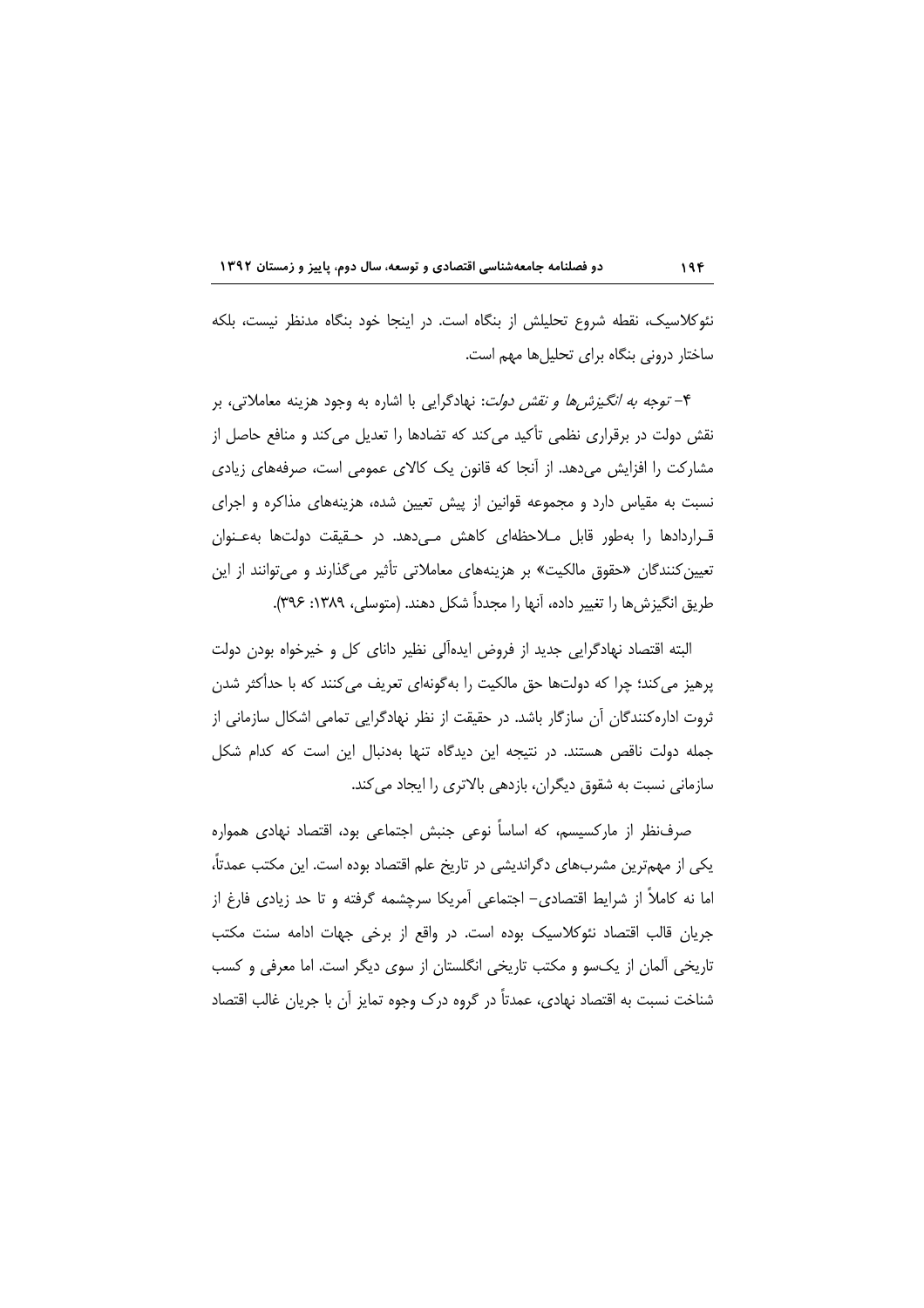نئوکلاسیک، نقطه شروع تحلیلش از بنگاه است. در اینجا خود بنگاه مدنظر نیست، بلکه ساختار درونی بنگاه برای تحلیل‌ها مهم است.

۴- *توجه به انگیزش‌ها و نقش دولت*: نهادگرایی با اشاره به وجود هزینه معاملاتی، بر نقش دولت در برقراری نظمی تأکید می‌کند که تضادها را تعدیل می‌کند و منافع حاصل از مشارکت را افزایش می‌دهد. از آنجا که قانون یک کالای عمومی است، صرفه‌های زیادی نسبت به مقیاس دارد و مجموعه قوانین از پیش تعیین شده، هزینه‌های مذاکره و اجرای قراردادها را به‌طور قابل ملاحظه‌ای کاهش می‌دهد. در حقیقت دولت‌ها به‌عنوان تعیین‌کنندگان «حقوق مالکیت» بر هزینه‌های معاملاتی تأثیر می‌گذارند و می‌توانند از این طریق انگیزش‌ها را تغییر داده، آنها را مجدداً شکل دهند. (متوسلی، ۱۳۸۹: ۳۹۶).

البته اقتصاد نهادگرایی جدید از فروض ایده‌آلی نظیر دانای کل و خیرخواه بودن دولت پرهیز می‌کند؛ چرا که دولت‌ها حق مالکیت را به‌گونه‌ای تعریف می‌کنند که با حداکثر شدن ثروت اداره‌کنندگان آن سازگار باشد. در حقیقت از نظر نهادگرایی تمامی اشکال سازمانی از جمله دولت ناقص هستند. در نتیجه این دیدگاه تنها به‌دنبال این است که کدام شکل سازمانی نسبت به شقوق دیگران، بازدهی بالاتری را ایجاد می‌کند.

صرف‌نظر از مارکسیسم، که اساساً نوعی جنبش اجتماعی بود، اقتصاد نهادی همواره یکی از مهم‌ترین مشرب‌های دگراندیشی در تاریخ علم اقتصاد بوده است. این مکتب عمدتاً، اما نه کاملاً از شرایط اقتصادی- اجتماعی آمریکا سرچشمه گرفته و تا حد زیادی فارغ از جریان قالب اقتصاد نئوکلاسیک بوده است. در واقع از برخی جهات ادامه سنت مکتب تاریخی آلمان از یک‌سو و مکتب تاریخی انگلستان از سوی دیگر است. اما معرفی و کسب شناخت نسبت به اقتصاد نهادی، عمدتاً در گروه درک وجوه تمایز آن با جریان غالب اقتصاد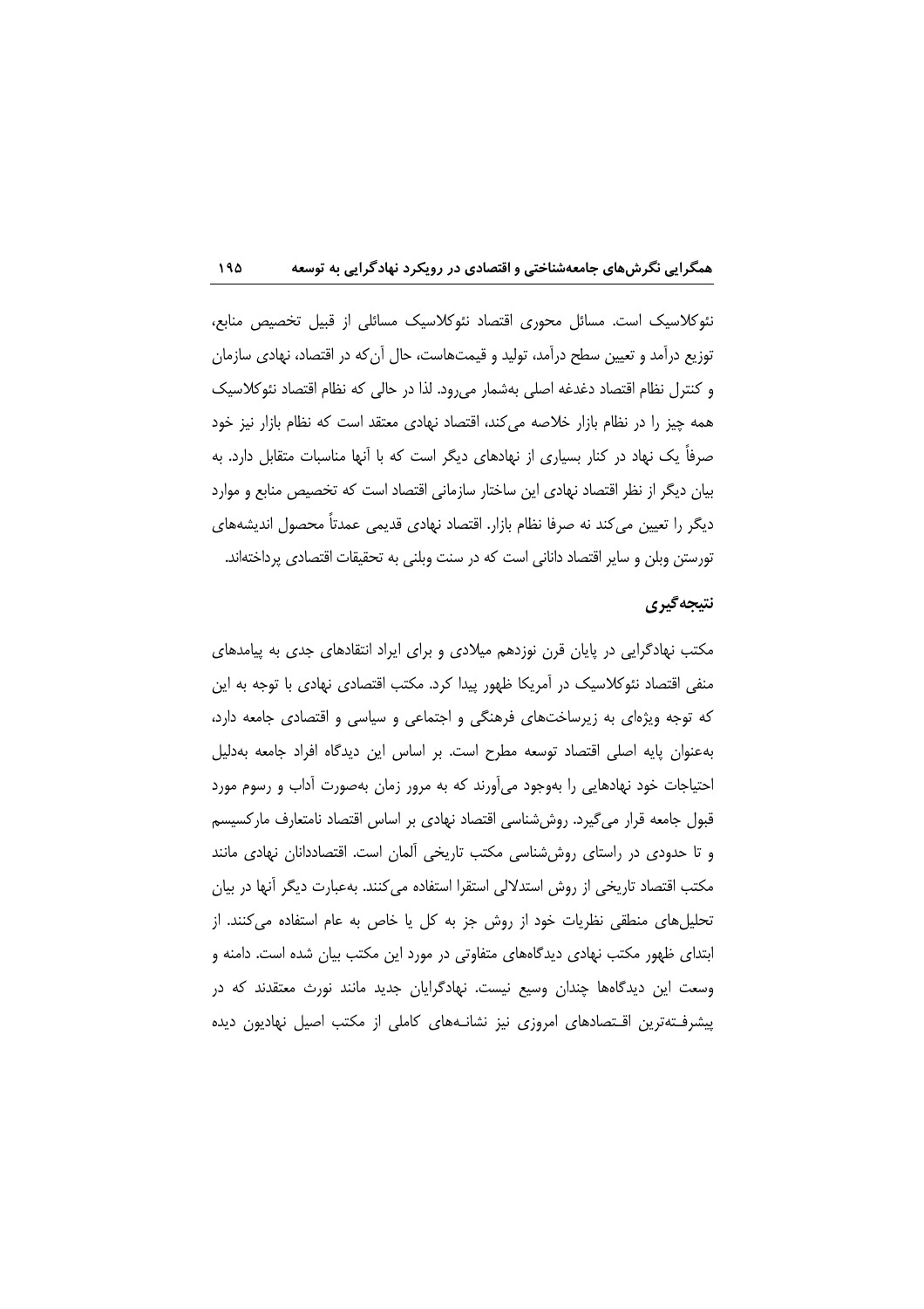نئوکلاسیک است. مسائل محوری اقتصاد نئوکلاسیک مسائلی از قبیل تخصیص منابع، توزیع درآمد و تعیین سطح درآمد، تولید و قیمت‌هاست، حال آن‌که در اقتصاد، نهادی سازمان و کنترل نظام اقتصاد دغدغه اصلی به‌شمار می‌رود. لذا در حالی که نظام اقتصاد نئوکلاسیک همه چیز را در نظام بازار خلاصه می‌کند، اقتصاد نهادی معتقد است که نظام بازار نیز خود صرفاً یک نهاد در کنار بسیاری از نهادهای دیگر است که با آنها مناسبات متقابل دارد. به بیان دیگر از نظر اقتصاد نهادی این ساختار سازمانی اقتصاد است که تخصیص منابع و موارد دیگر را تعیین می‌کند نه صرفا نظام بازار. اقتصاد نهادی قدیمی عمدتاً محصول اندیشه‌های تورستن وبلن و سایر اقتصاد دانانی است که در سنت وبلنی به تحقیقات اقتصادی پرداخته‌اند.

## نتیجه‌گیری

مکتب نهادگرایی در پایان قرن نوزدهم میلادی و برای ایراد انتقادهای جدی به پیامدهای منفی اقتصاد نئوکلاسیک در آمریکا ظهور پیدا کرد. مکتب اقتصادی نهادی با توجه به این که توجه ویژه‌ای به زیرساخت‌های فرهنگی و اجتماعی و سیاسی و اقتصادی جامعه دارد، به‌عنوان پایه اصلی اقتصاد توسعه مطرح است. بر اساس این دیدگاه افراد جامعه به‌دلیل احتیاجات خود نهادهایی را به‌وجود می‌آورند که به مرور زمان به‌صورت آداب و رسوم مورد قبول جامعه قرار می‌گیرد. روش‌شناسی اقتصاد نهادی بر اساس اقتصاد نامتعارف مارکسیسم و تا حدودی در راستای روش‌شناسی مکتب تاریخی آلمان است. اقتصاددانان نهادی مانند مکتب اقتصاد تاریخی از روش استدلالی استقرا استفاده می‌کنند. به‌عبارت دیگر آنها در بیان تحلیل‌های منطقی نظریات خود از روش جز به کل یا خاص به عام استفاده می‌کنند. از ابتدای ظهور مکتب نهادی دیدگاه‌های متفاوتی در مورد این مکتب بیان شده است. دامنه و وسعت این دیدگاه‌ها چندان وسیع نیست. نهادگرایان جدید مانند نورث معتقدند که در پیشرفته‌ترین اقتصادهای امروزی نیز نشانه‌های کاملی از مکتب اصیل نهادیون دیده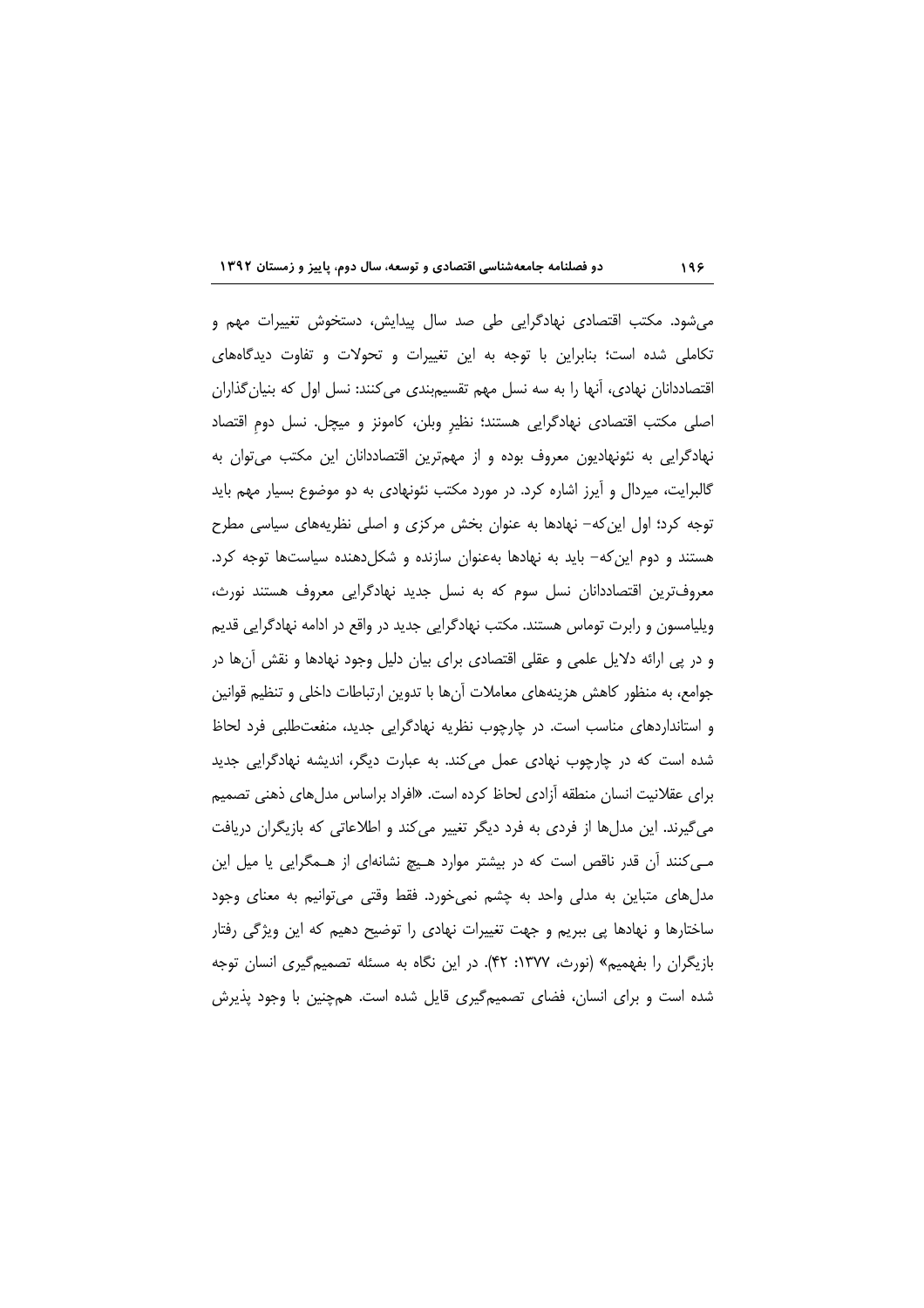می‌شود. مکتب اقتصادی نهادگرایی طی صد سال پیدایش، دستخوش تغییرات مهم و تکاملی شده است؛ بنابراین با توجه به این تغییرات و تحولات و تفاوت دیدگاه‌های اقتصاددانان نهادی، آنها را به سه نسل مهم تقسیم‌بندی می‌کنند: نسل اول که بنیان‌گذاران اصلی مکتب اقتصادی نهادگرایی هستند؛ نظیرِ وبلن، کامونز و میچل. نسل دومِ اقتصاد نهادگرایی به نئونهادیون معروف بوده و از مهم‌ترین اقتصاددانان این مکتب می‌توان به گالبرایت، میردال و آیرز اشاره کرد. در مورد مکتب نئونهادی به دو موضوع بسیار مهم باید توجه کرد؛ اول این‌که– نهادها به عنوان بخش مرکزی و اصلی نظریه‌های سیاسی مطرح هستند و دوم این‌که– باید به نهادها به‌عنوان سازنده و شکل‌دهنده سیاست‌ها توجه کرد. معروف‌ترین اقتصاددانان نسل سوم که به نسل جدید نهادگرایی معروف هستند نورث، ویلیامسون و رابرت توماس هستند. مکتب نهادگرایی جدید در واقع در ادامه نهادگرایی قدیم و در پی ارائه دلایل علمی و عقلی اقتصادی برای بیان دلیل وجود نهادها و نقش آن‌ها در جوامع، به منظور کاهش هزینه‌های معاملات آن‌ها با تدوین ارتباطات داخلی و تنظیم قوانین و استانداردهای مناسب است. در چارچوب نظریه نهادگرایی جدید، منفعت‌طلبی فرد لحاظ شده است که در چارچوب نهادی عمل می‌کند. به عبارت دیگر، اندیشه نهادگرایی جدید برای عقلانیت انسان منطقه آزادی لحاظ کرده است. «افراد براساس مدل‌های ذهنی تصمیم می‌گیرند. این مدل‌ها از فردی به فرد دیگر تغییر می‌کند و اطلاعاتی که بازیگران دریافت مـی‌کنند آن قدر ناقص است که در بیشتر موارد هـیچ نشانه‌ای از هـمگرایی یا میل این مدل‌های متباین به مدلی واحد به چشم نمی‌خورد. فقط وقتی می‌توانیم به معنای وجود ساختارها و نهادها پی ببریم و جهت تغییرات نهادی را توضیح دهیم که این ویژگی رفتار بازیگران را بفهمیم» (نورث، ۱۳۷۷: ۴۲). در این نگاه به مسئله تصمیم‌گیری انسان توجه شده است و برای انسان، فضای تصمیم‌گیری قایل شده است. همچنین با وجود پذیرش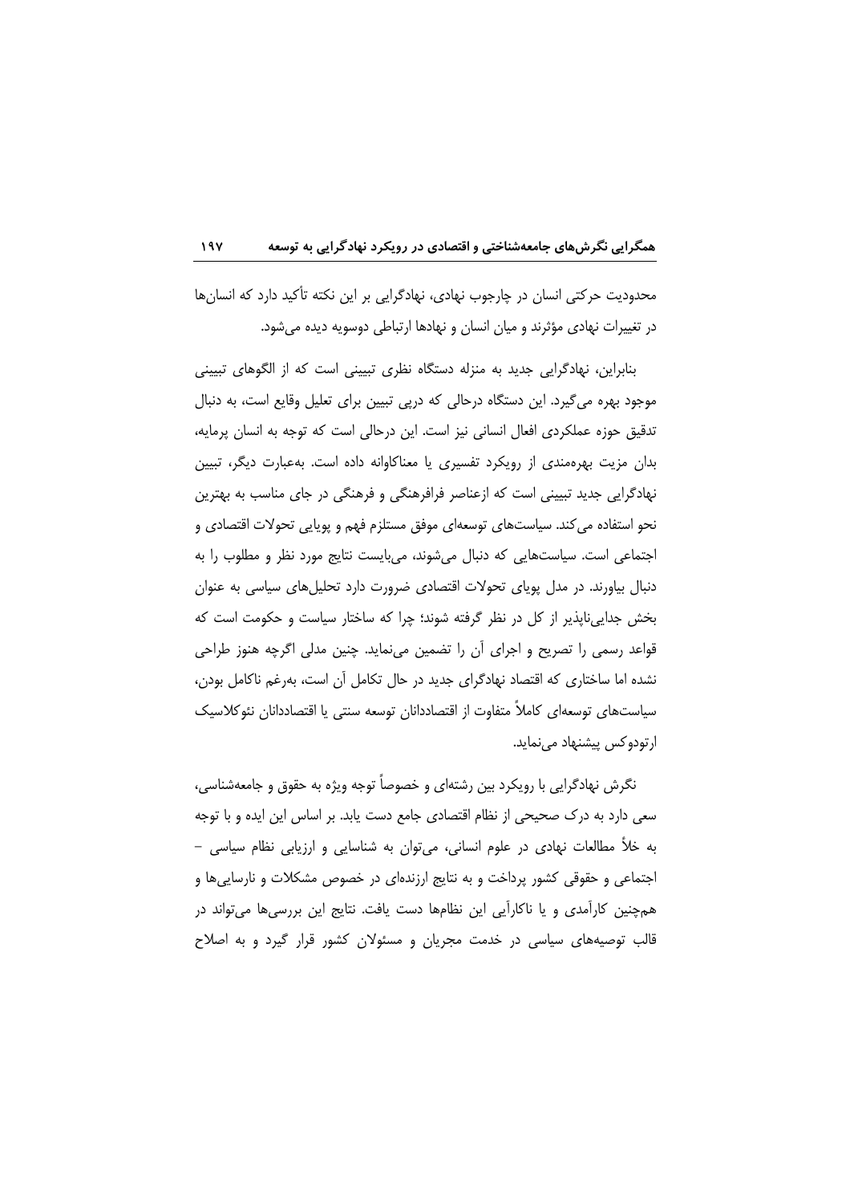محدودیت حرکتی انسان در چارچوب نهادی، نهادگرایی بر این نکته تأکید دارد که انسان‌ها در تغییرات نهادی مؤثرند و میان انسان و نهادها ارتباطی دوسویه دیده می‌شود.

بنابراین، نهادگرایی جدید به منزله دستگاه نظری تبیینی است که از الگوهای تبیینی موجود بهره می‌گیرد. این دستگاه درحالی که درپی تبیین برای تعلیل وقایع است، به دنبال تدقیق حوزه عملکردی افعال انسانی نیز است. این درحالی است که توجه به انسان پرمایه، بدان مزیت بهره‌مندی از رویکرد تفسیری یا معناکاوانه داده است. به‌عبارت دیگر، تبیین نهادگرایی جدید تبیینی است که ازعناصر فرافرهنگی و فرهنگی در جای مناسب به بهترین نحو استفاده می‌کند. سیاست‌های توسعه‌ای موفق مستلزم فهم و پویایی تحولات اقتصادی و اجتماعی است. سیاست‌هایی که دنبال می‌شوند، می‌بایست نتایج مورد نظر و مطلوب را به دنبال بیاورند. در مدل پویای تحولات اقتصادی ضرورت دارد تحلیل‌های سیاسی به عنوان بخش جدایی‌ناپذیر از کل در نظر گرفته شوند؛ چرا که ساختار سیاست و حکومت است که قواعد رسمی را تصریح و اجرای آن را تضمین می‌نماید. چنین مدلی اگرچه هنوز طراحی نشده اما ساختاری که اقتصاد نهادگرای جدید در حال تکامل آن است، به‌رغم ناکامل بودن، سیاست‌های توسعه‌ای کاملاً متفاوت از اقتصاددانان توسعه سنتی یا اقتصاددانان نئوکلاسیک ارتودوکس پیشنهاد می‌نماید.

نگرش نهادگرایی با رویکرد بین رشته‌ای و خصوصاً توجه ویژه به حقوق و جامعه‌شناسی، سعی دارد به درک صحیحی از نظام اقتصادی جامع دست یابد. بر اساس این ایده و با توجه به خلأ مطالعات نهادی در علوم انسانی، می‌توان به شناسایی و ارزیابی نظام سیاسی – اجتماعی و حقوقی کشور پرداخت و به نتایج ارزنده‌ای در خصوص مشکلات و نارسایی‌ها و همچنین کارآمدی و یا ناکارآیی این نظام‌ها دست یافت. نتایج این بررسی‌ها می‌تواند در قالب توصیه‌های سیاسی در خدمت مجریان و مسئولان کشور قرار گیرد و به اصلاح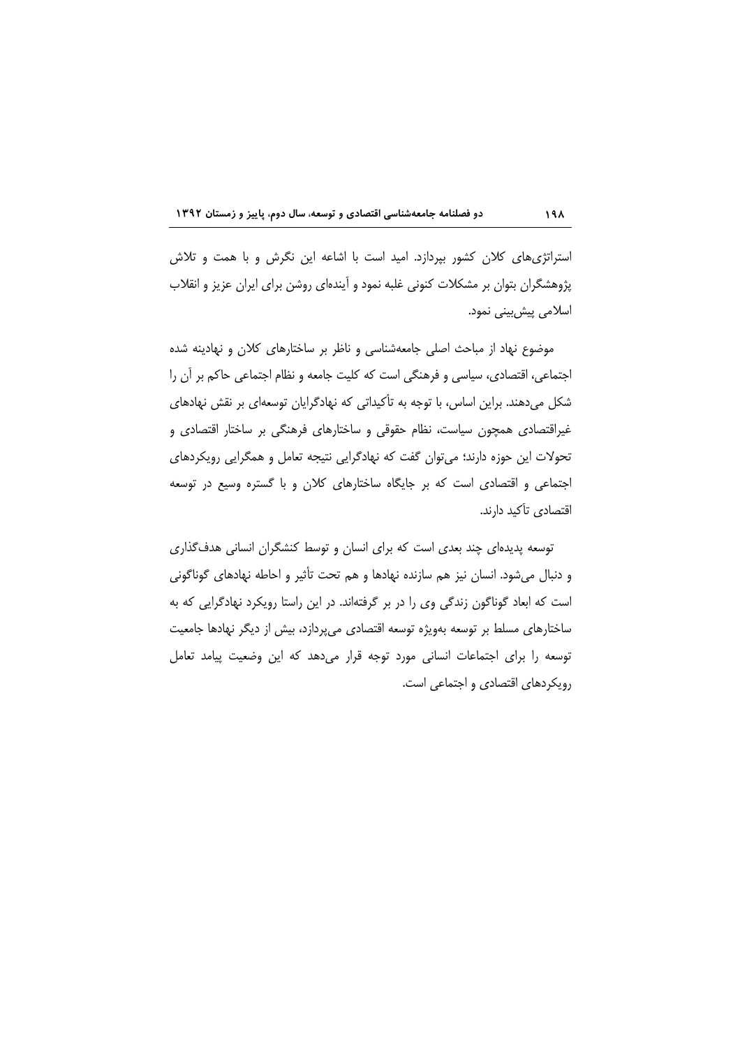استراتژی‌های کلان کشور بپردازد. امید است با اشاعه این نگرش و با همت و تلاش پژوهشگران بتوان بر مشکلات کنونی غلبه نمود و آینده‌ای روشن برای ایران عزیز و انقلاب اسلامی پیش‌بینی نمود.

موضوع نهاد از مباحث اصلی جامعه‌شناسی و ناظر بر ساختارهای کلان و نهادینه شده اجتماعی، اقتصادی، سیاسی و فرهنگی است که کلیت جامعه و نظام اجتماعی حاکم بر آن را شکل می‌دهند. براین اساس، با توجه به تأکیداتی که نهادگرایان توسعه‌ای بر نقش نهادهای غیراقتصادی همچون سیاست، نظام حقوقی و ساختارهای فرهنگی بر ساختار اقتصادی و تحولات این حوزه دارند؛ می‌توان گفت که نهادگرایی نتیجه تعامل و همگرایی رویکردهای اجتماعی و اقتصادی است که بر جایگاه ساختارهای کلان و با گستره وسیع در توسعه اقتصادی تأکید دارند.

توسعه پدیده‌ای چند بعدی است که برای انسان و توسط کنشگران انسانی هدف‌گذاری و دنبال می‌شود. انسان نیز هم سازنده نهادها و هم تحت تأثیر و احاطه نهادهای گوناگونی است که ابعاد گوناگون زندگی وی را در بر گرفته‌اند. در این راستا رویکرد نهادگرایی که به ساختارهای مسلط بر توسعه به‌ویژه توسعه اقتصادی می‌پردازد، بیش از دیگر نهادها جامعیت توسعه را برای اجتماعات انسانی مورد توجه قرار می‌دهد که این وضعیت پیامد تعامل رویکردهای اقتصادی و اجتماعی است.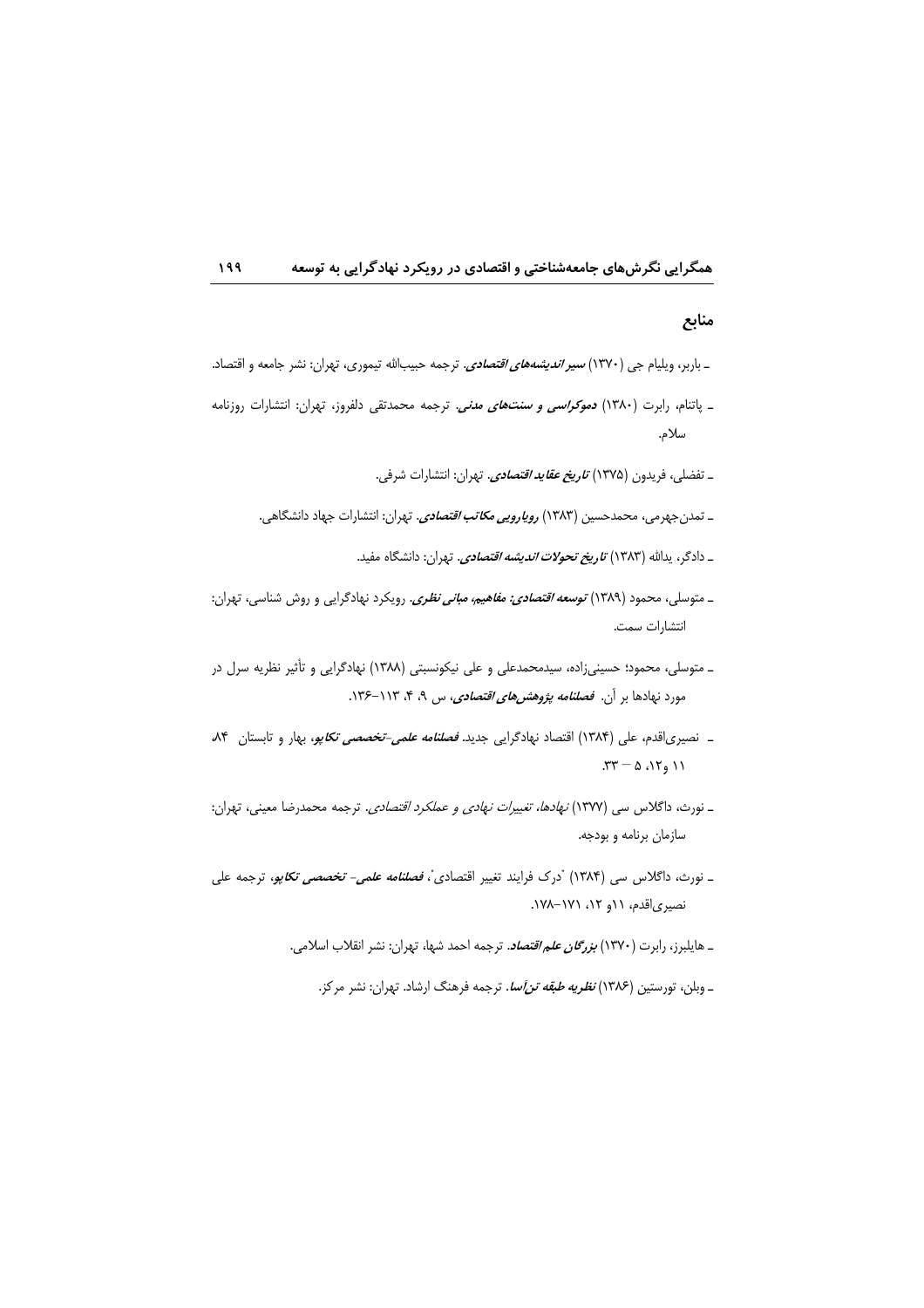## منابع

ـ باربر، ویلیام جی (۱۳۷۰) ***سیر اندیشه‌های اقتصادی***. ترجمه حبیب‌الله تیموری، تهران: نشر جامعه و اقتصاد.

ـ پاتنام، رابرت (۱۳۸۰) ***دموکراسی و سنت‌های مدنی***. ترجمه محمدتقی دلفروز، تهران: انتشارات روزنامه سلام.

ـ تفضلی، فریدون (۱۳۷۵) ***تاریخ عقاید اقتصادی***. تهران: انتشارات شرفی.

ـ تمدن‌جهرمی، محمدحسین (۱۳۸۳) ***رویارویی مکاتب اقتصادی***. تهران: انتشارات جهاد دانشگاهی.

ـ دادگر، یدالله (۱۳۸۳) ***تاریخ تحولات اندیشه اقتصادی***. تهران: دانشگاه مفید.

ـ متوسلی، محمود (۱۳۸۹) ***توسعه اقتصادی: مفاهیم، مبانی نظری***. رویکرد نهادگرایی و روش شناسی، تهران: انتشارات سمت.

ـ متوسلی، محمود؛ حسینی‌زاده، سیدمحمدعلی و علی نیکونسبتی (۱۳۸۸) نهادگرایی و تأثیر نظریه سرل در مورد نهادها بر آن. ***فصلنامه پژوهش‌های اقتصادی***، س ۹، ۴، ۱۱۳-۱۳۶.

ـ نصیری‌اقدم، علی (۱۳۸۴) اقتصاد نهادگرایی جدید. ***فصلنامه علمی-تخصصی تکاپو***، بهار و تابستان ۸۴، ۱۱ و ۱۲، ۵ – ۳۳.

ـ نورث، داگلاس سی (۱۳۷۷) *نهادها، تغییرات نهادی و عملکرد اقتصادی*. ترجمه محمدرضا معینی، تهران: سازمان برنامه و بودجه.

ـ نورث، داگلاس سی (۱۳۸۴) "درک فرایند تغییر اقتصادی"، ***فصلنامه علمی- تخصصی تکاپو***، ترجمه علی نصیری‌اقدم، ۱۱و ۱۲، ۱۷۱-۱۷۸.

ـ هایلبرز، رابرت (۱۳۷۰) ***بزرگان علم اقتصاد***. ترجمه احمد شهسا، تهران: نشر انقلاب اسلامی.

ـ وبلن، تورستین (۱۳۸۶) ***نظریه طبقه تن‌آسا***. ترجمه فرهنگ ارشاد. تهران: نشر مرکز.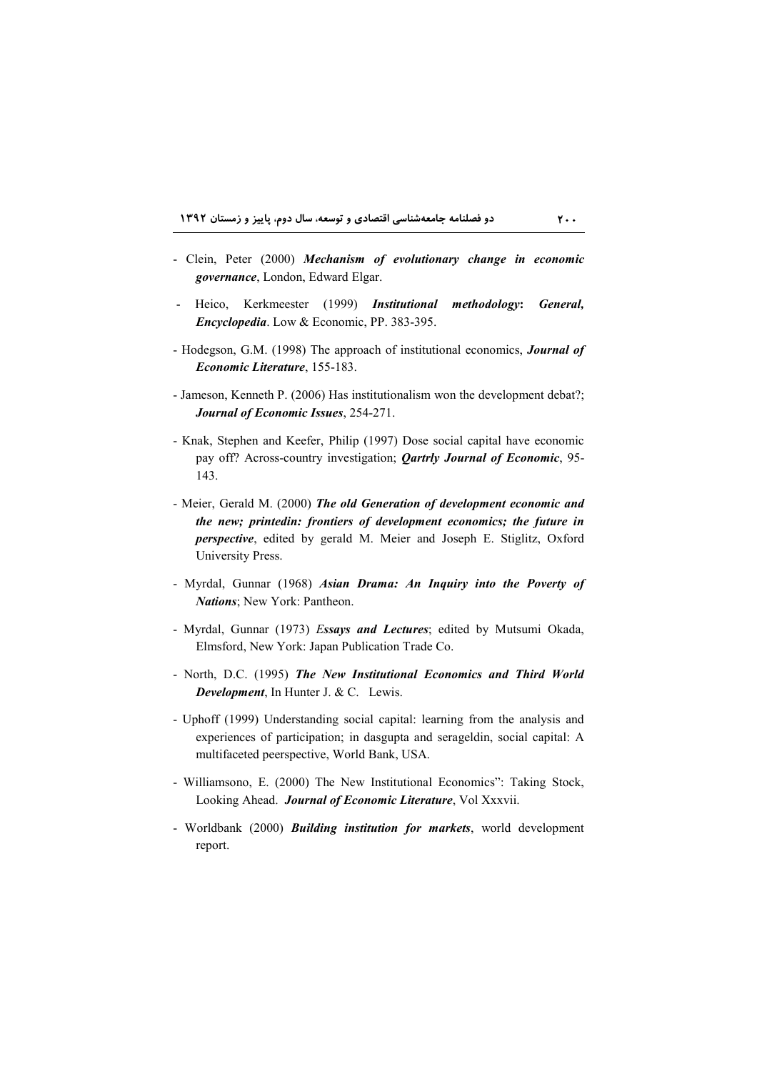- Clein, Peter (2000) ***Mechanism of evolutionary change in economic governance***, London, Edward Elgar.

- Heico, Kerkmeester (1999) ***Institutional methodology*: *General, Encyclopedia***. Low & Economic, PP. 383-395.

- Hodegson, G.M. (1998) The approach of institutional economics, ***Journal of Economic Literature***, 155-183.

- Jameson, Kenneth P. (2006) Has institutionalism won the development debat?; ***Journal of Economic Issues***, 254-271.

- Knak, Stephen and Keefer, Philip (1997) Dose social capital have economic pay off? Across-country investigation; ***Qartrly Journal of Economic***, 95-143.

- Meier, Gerald M. (2000) ***The old Generation of development economic and the new; printedin: frontiers of development economics; the future in perspective***, edited by gerald M. Meier and Joseph E. Stiglitz, Oxford University Press.

- Myrdal, Gunnar (1968) ***Asian Drama: An Inquiry into the Poverty of Nations***; New York: Pantheon.

- Myrdal, Gunnar (1973) *E**ssays and Lectures***; edited by Mutsumi Okada, Elmsford, New York: Japan Publication Trade Co.

- North, D.C. (1995) ***The New Institutional Economics and Third World Development***, In Hunter J. & C. Lewis.

- Uphoff (1999) Understanding social capital: learning from the analysis and experiences of participation; in dasgupta and serageldin, social capital: A multifaceted peerspective, World Bank, USA.

- Williamsono, E. (2000) The New Institutional Economics": Taking Stock, Looking Ahead. ***Journal of Economic Literature***, Vol Xxxvii.

- Worldbank (2000) ***Building institution for markets***, world development report.